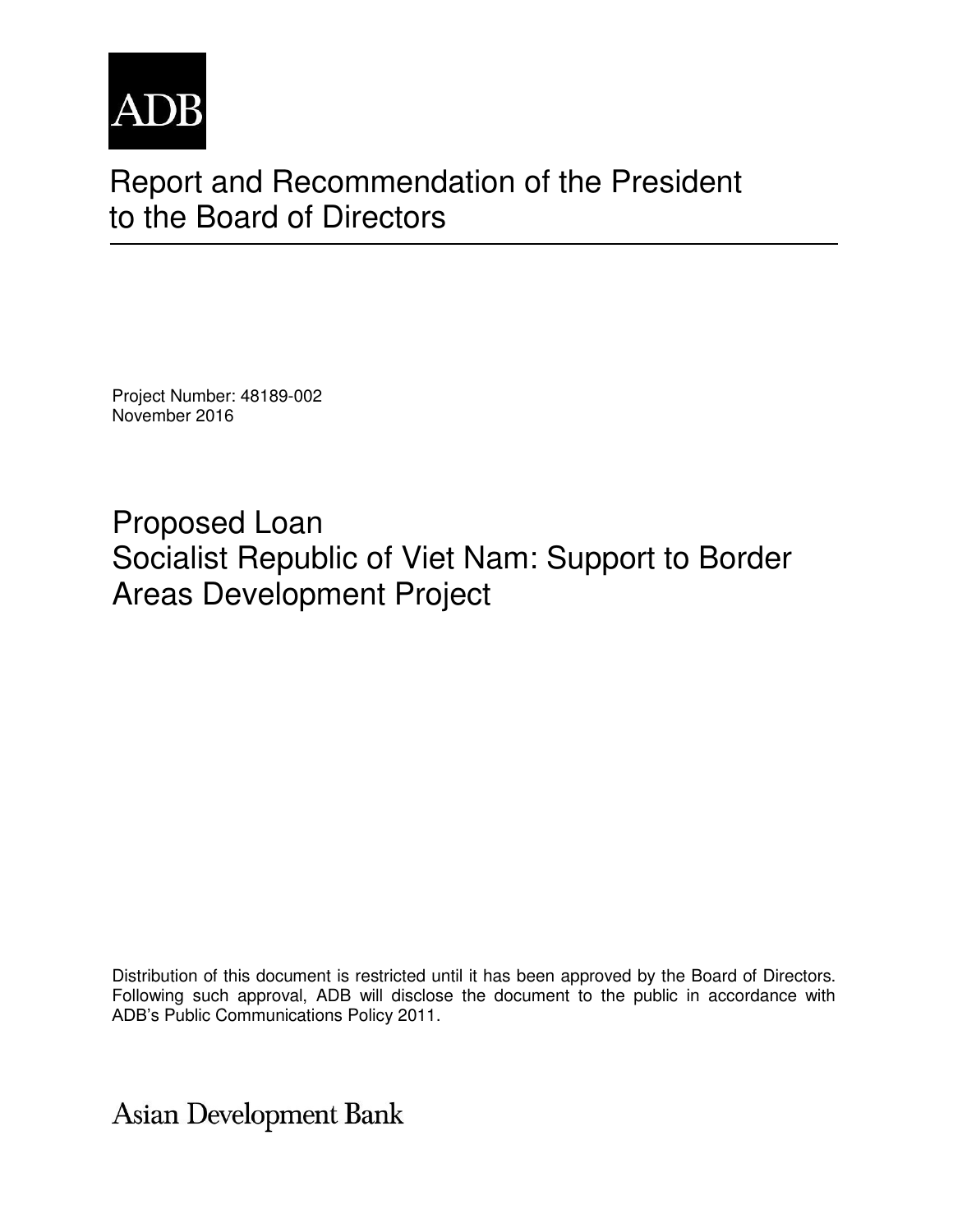ADB

# Report and Recommendation of the President to the Board of Directors

Project Number: 48189-002
November 2016

## Proposed Loan
## Socialist Republic of Viet Nam: Support to Border Areas Development Project

Distribution of this document is restricted until it has been approved by the Board of Directors. Following such approval, ADB will disclose the document to the public in accordance with ADB's Public Communications Policy 2011.

Asian Development Bank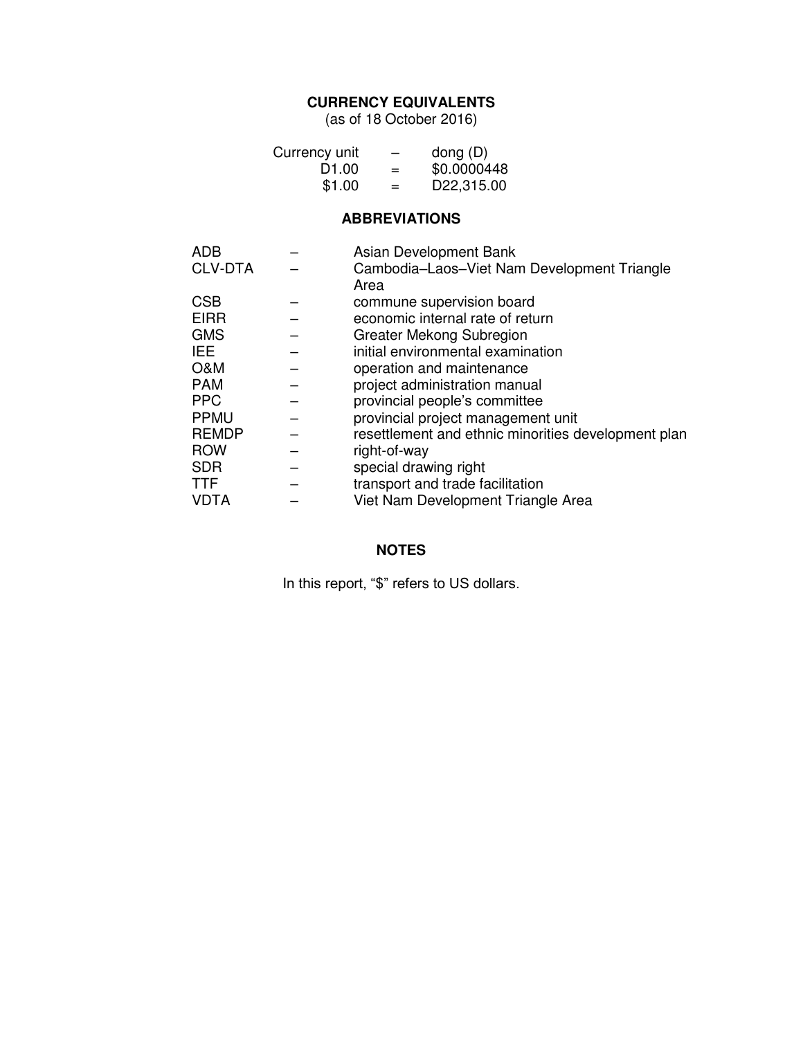## CURRENCY EQUIVALENTS

(as of 18 October 2016)

| | | |
|---|---|---|
| Currency unit | – | dong (D) |
| D1.00 | = | $0.0000448 |
| $1.00 | = | D22,315.00 |

## ABBREVIATIONS

| | | |
|---|---|---|
| ADB | – | Asian Development Bank |
| CLV-DTA | – | Cambodia–Laos–Viet Nam Development Triangle Area |
| CSB | – | commune supervision board |
| EIRR | – | economic internal rate of return |
| GMS | – | Greater Mekong Subregion |
| IEE | – | initial environmental examination |
| O&M | – | operation and maintenance |
| PAM | – | project administration manual |
| PPC | – | provincial people's committee |
| PPMU | – | provincial project management unit |
| REMDP | – | resettlement and ethnic minorities development plan |
| ROW | – | right-of-way |
| SDR | – | special drawing right |
| TTF | – | transport and trade facilitation |
| VDTA | – | Viet Nam Development Triangle Area |

## NOTES

In this report, "$" refers to US dollars.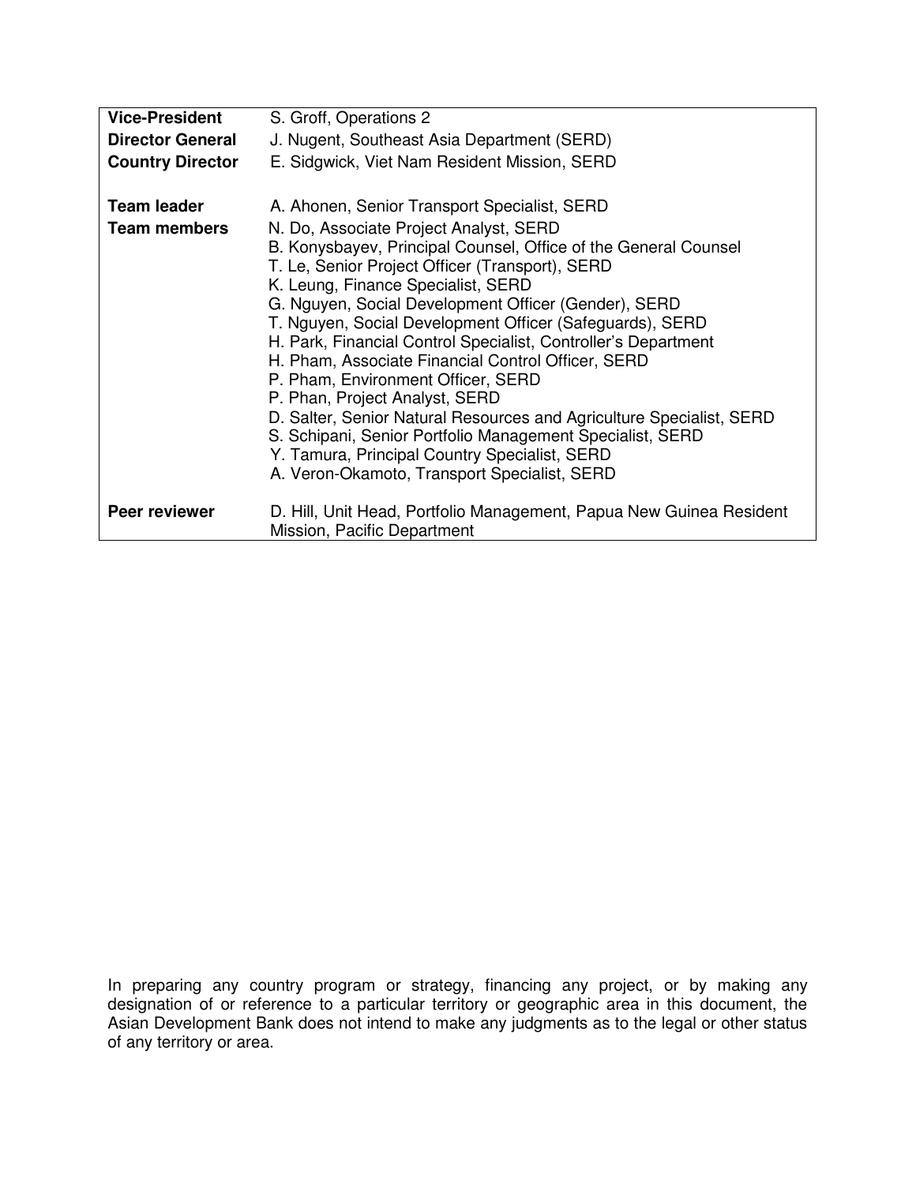| | |
|---|---|
| **Vice-President** | S. Groff, Operations 2 |
| **Director General** | J. Nugent, Southeast Asia Department (SERD) |
| **Country Director** | E. Sidgwick, Viet Nam Resident Mission, SERD |
| | |
| **Team leader** | A. Ahonen, Senior Transport Specialist, SERD |
| **Team members** | N. Do, Associate Project Analyst, SERD<br>B. Konysbayev, Principal Counsel, Office of the General Counsel<br>T. Le, Senior Project Officer (Transport), SERD<br>K. Leung, Finance Specialist, SERD<br>G. Nguyen, Social Development Officer (Gender), SERD<br>T. Nguyen, Social Development Officer (Safeguards), SERD<br>H. Park, Financial Control Specialist, Controller's Department<br>H. Pham, Associate Financial Control Officer, SERD<br>P. Pham, Environment Officer, SERD<br>P. Phan, Project Analyst, SERD<br>D. Salter, Senior Natural Resources and Agriculture Specialist, SERD<br>S. Schipani, Senior Portfolio Management Specialist, SERD<br>Y. Tamura, Principal Country Specialist, SERD<br>A. Veron-Okamoto, Transport Specialist, SERD |
| | |
| **Peer reviewer** | D. Hill, Unit Head, Portfolio Management, Papua New Guinea Resident Mission, Pacific Department |

In preparing any country program or strategy, financing any project, or by making any designation of or reference to a particular territory or geographic area in this document, the Asian Development Bank does not intend to make any judgments as to the legal or other status of any territory or area.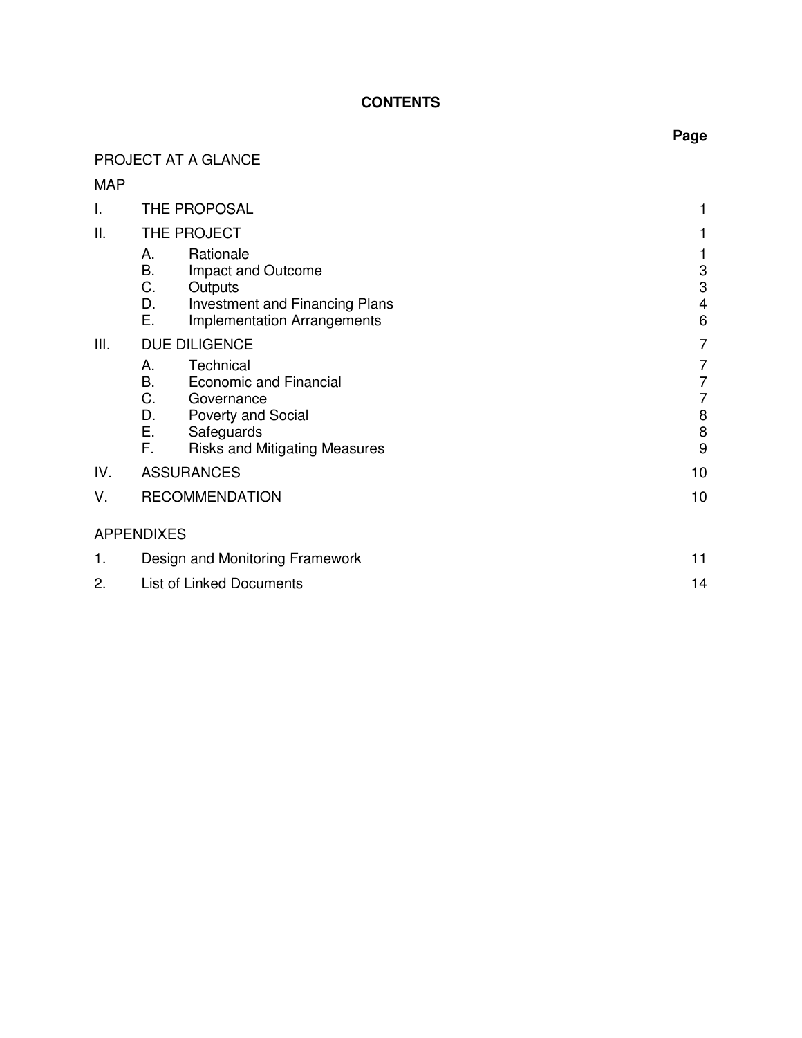# CONTENTS

| | | Page |
|---|---|---|
| PROJECT AT A GLANCE | | |
| MAP | | |
| I. | THE PROPOSAL | 1 |
| II. | THE PROJECT | 1 |
| | A. Rationale | 1 |
| | B. Impact and Outcome | 3 |
| | C. Outputs | 3 |
| | D. Investment and Financing Plans | 4 |
| | E. Implementation Arrangements | 6 |
| III. | DUE DILIGENCE | 7 |
| | A. Technical | 7 |
| | B. Economic and Financial | 7 |
| | C. Governance | 7 |
| | D. Poverty and Social | 8 |
| | E. Safeguards | 8 |
| | F. Risks and Mitigating Measures | 9 |
| IV. | ASSURANCES | 10 |
| V. | RECOMMENDATION | 10 |
| APPENDIXES | | |
| 1. | Design and Monitoring Framework | 11 |
| 2. | List of Linked Documents | 14 |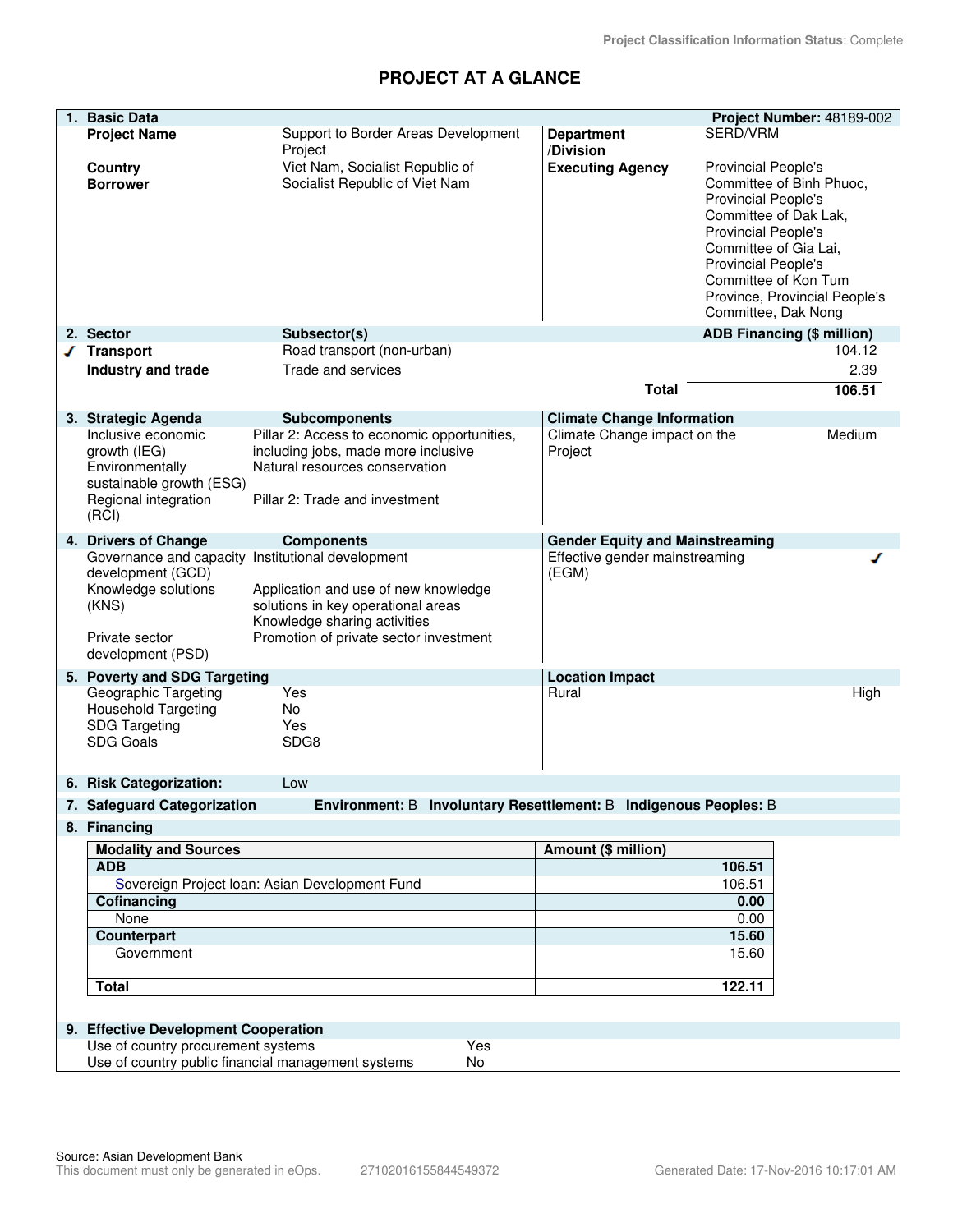Project Classification Information Status: Complete

# PROJECT AT A GLANCE

## 1. Basic Data

**Project Number:** 48189-002

| | | | |
|---|---|---|---|
| **Project Name** | Support to Border Areas Development Project | **Department /Division** | SERD/VRM |
| **Country** | Viet Nam, Socialist Republic of | **Executing Agency** | Provincial People's Committee of Binh Phuoc, Provincial People's Committee of Dak Lak, Provincial People's Committee of Gia Lai, Provincial People's Committee of Kon Tum Province, Provincial People's Committee, Dak Nong |
| **Borrower** | Socialist Republic of Viet Nam | | |

## 2. Sector

| Sector | Subsector(s) | ADB Financing ($ million) |
|---|---|---|
| ✓ **Transport** | Road transport (non-urban) | 104.12 |
| **Industry and trade** | Trade and services | 2.39 |
| | **Total** | **106.51** |

## 3. Strategic Agenda

| Strategic Agenda | Subcomponents |
|---|---|
| Inclusive economic growth (IEG) | Pillar 2: Access to economic opportunities, including jobs, made more inclusive |
| Environmentally sustainable growth (ESG) | Natural resources conservation |
| Regional integration (RCI) | Pillar 2: Trade and investment |

**Climate Change Information**

| | |
|---|---|
| Climate Change impact on the Project | Medium |

## 4. Drivers of Change

| Drivers of Change | Components |
|---|---|
| Governance and capacity development (GCD) | Institutional development |
| Knowledge solutions (KNS) | Application and use of new knowledge solutions in key operational areas<br>Knowledge sharing activities |
| Private sector development (PSD) | Promotion of private sector investment |

**Gender Equity and Mainstreaming**

| | |
|---|---|
| Effective gender mainstreaming (EGM) | ✓ |

## 5. Poverty and SDG Targeting

| | |
|---|---|
| Geographic Targeting | Yes |
| Household Targeting | No |
| SDG Targeting | Yes |
| SDG Goals | SDG8 |

**Location Impact**

| | |
|---|---|
| Rural | High |

## 6. Risk Categorization: Low

## 7. Safeguard Categorization

**Environment:** B **Involuntary Resettlement:** B **Indigenous Peoples:** B

## 8. Financing

| Modality and Sources | Amount ($ million) |
|---|---|
| **ADB** | **106.51** |
| Sovereign Project loan: Asian Development Fund | 106.51 |
| **Cofinancing** | **0.00** |
| None | 0.00 |
| **Counterpart** | **15.60** |
| Government | 15.60 |
| **Total** | **122.11** |

## 9. Effective Development Cooperation

| | |
|---|---|
| Use of country procurement systems | Yes |
| Use of country public financial management systems | No |

Source: Asian Development Bank
This document must only be generated in eOps. 27102016155844549372 Generated Date: 17-Nov-2016 10:17:01 AM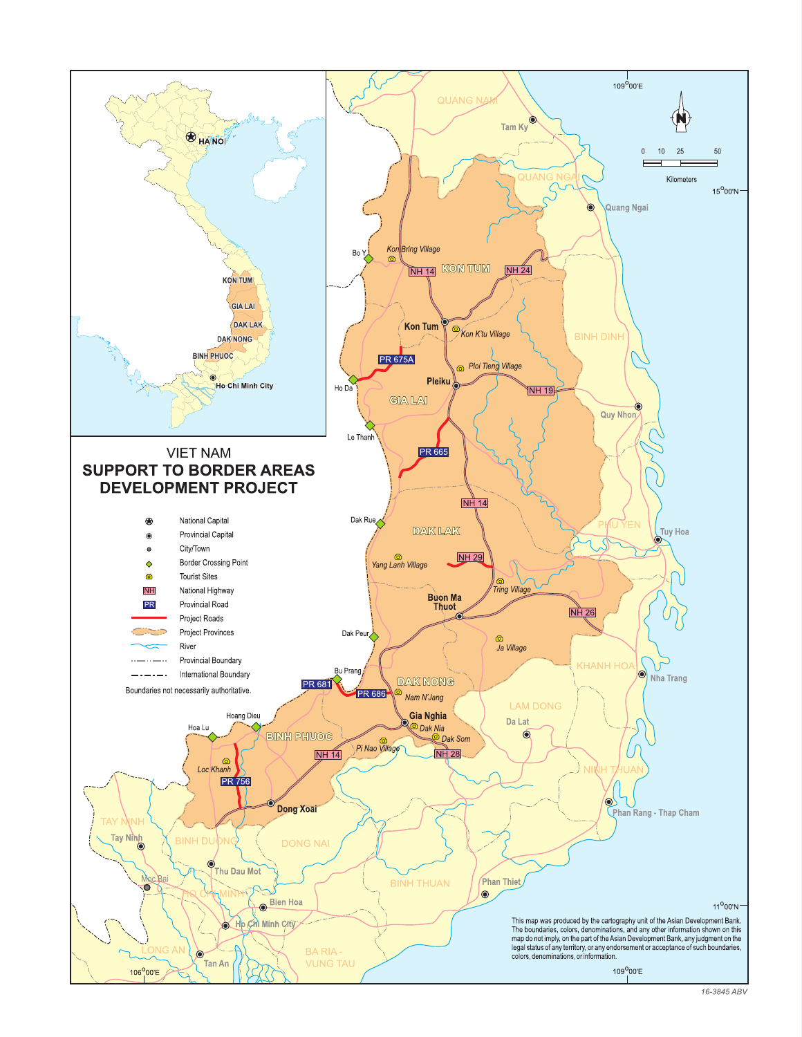# VIET NAM

## SUPPORT TO BORDER AREAS DEVELOPMENT PROJECT

- National Capital
- Provincial Capital
- City/Town
- Border Crossing Point
- Tourist Sites
- NH National Highway
- PR Provincial Road
- Project Roads
- Project Provinces
- River
- Provincial Boundary
- International Boundary

Boundaries not necessarily authoritative.

This map was produced by the cartography unit of the Asian Development Bank. The boundaries, colors, denominations, and any other information shown on this map do not imply, on the part of the Asian Development Bank, any judgment on the legal status of any territory, or any endorsement or acceptance of such boundaries, colors, denominations, or information.

16-3845 ABV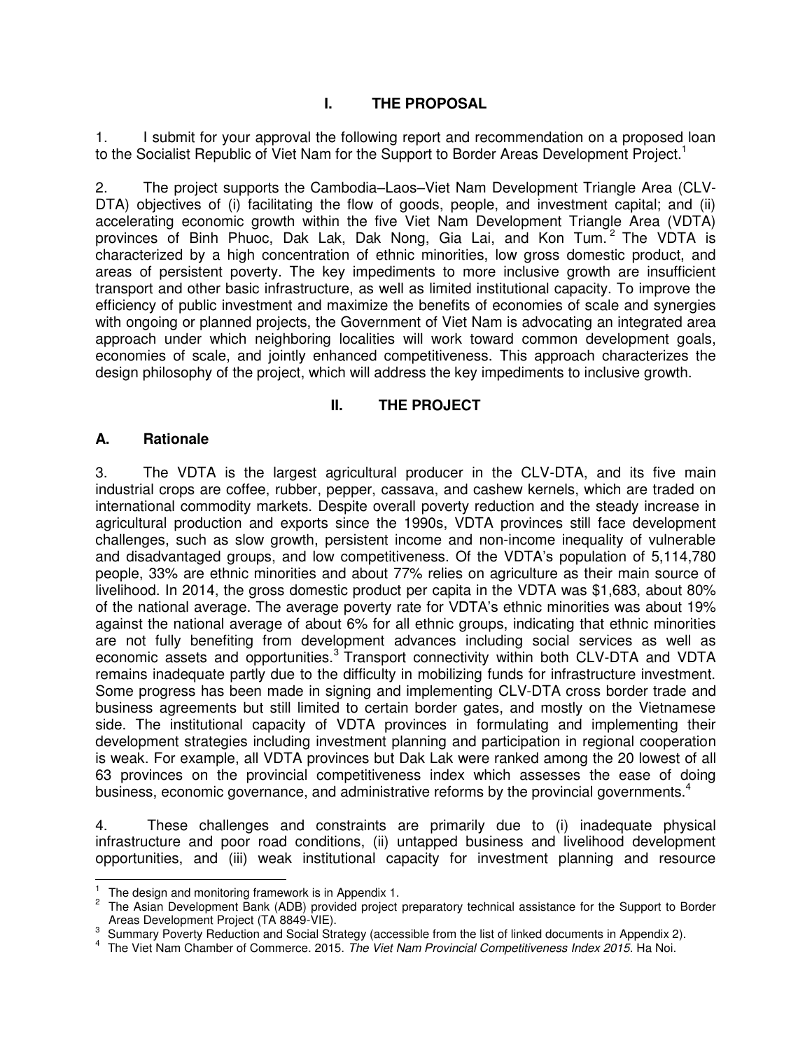## I. THE PROPOSAL

1. I submit for your approval the following report and recommendation on a proposed loan to the Socialist Republic of Viet Nam for the Support to Border Areas Development Project.[1]

2. The project supports the Cambodia–Laos–Viet Nam Development Triangle Area (CLV-DTA) objectives of (i) facilitating the flow of goods, people, and investment capital; and (ii) accelerating economic growth within the five Viet Nam Development Triangle Area (VDTA) provinces of Binh Phuoc, Dak Lak, Dak Nong, Gia Lai, and Kon Tum.[2] The VDTA is characterized by a high concentration of ethnic minorities, low gross domestic product, and areas of persistent poverty. The key impediments to more inclusive growth are insufficient transport and other basic infrastructure, as well as limited institutional capacity. To improve the efficiency of public investment and maximize the benefits of economies of scale and synergies with ongoing or planned projects, the Government of Viet Nam is advocating an integrated area approach under which neighboring localities will work toward common development goals, economies of scale, and jointly enhanced competitiveness. This approach characterizes the design philosophy of the project, which will address the key impediments to inclusive growth.

## II. THE PROJECT

### A. Rationale

3. The VDTA is the largest agricultural producer in the CLV-DTA, and its five main industrial crops are coffee, rubber, pepper, cassava, and cashew kernels, which are traded on international commodity markets. Despite overall poverty reduction and the steady increase in agricultural production and exports since the 1990s, VDTA provinces still face development challenges, such as slow growth, persistent income and non-income inequality of vulnerable and disadvantaged groups, and low competitiveness. Of the VDTA's population of 5,114,780 people, 33% are ethnic minorities and about 77% relies on agriculture as their main source of livelihood. In 2014, the gross domestic product per capita in the VDTA was $1,683, about 80% of the national average. The average poverty rate for VDTA's ethnic minorities was about 19% against the national average of about 6% for all ethnic groups, indicating that ethnic minorities are not fully benefiting from development advances including social services as well as economic assets and opportunities.[3] Transport connectivity within both CLV-DTA and VDTA remains inadequate partly due to the difficulty in mobilizing funds for infrastructure investment. Some progress has been made in signing and implementing CLV-DTA cross border trade and business agreements but still limited to certain border gates, and mostly on the Vietnamese side. The institutional capacity of VDTA provinces in formulating and implementing their development strategies including investment planning and participation in regional cooperation is weak. For example, all VDTA provinces but Dak Lak were ranked among the 20 lowest of all 63 provinces on the provincial competitiveness index which assesses the ease of doing business, economic governance, and administrative reforms by the provincial governments.[4]

4. These challenges and constraints are primarily due to (i) inadequate physical infrastructure and poor road conditions, (ii) untapped business and livelihood development opportunities, and (iii) weak institutional capacity for investment planning and resource

---

[1] The design and monitoring framework is in Appendix 1.

[2] The Asian Development Bank (ADB) provided project preparatory technical assistance for the Support to Border Areas Development Project (TA 8849-VIE).

[3] Summary Poverty Reduction and Social Strategy (accessible from the list of linked documents in Appendix 2).

[4] The Viet Nam Chamber of Commerce. 2015. *The Viet Nam Provincial Competitiveness Index 2015*. Ha Noi.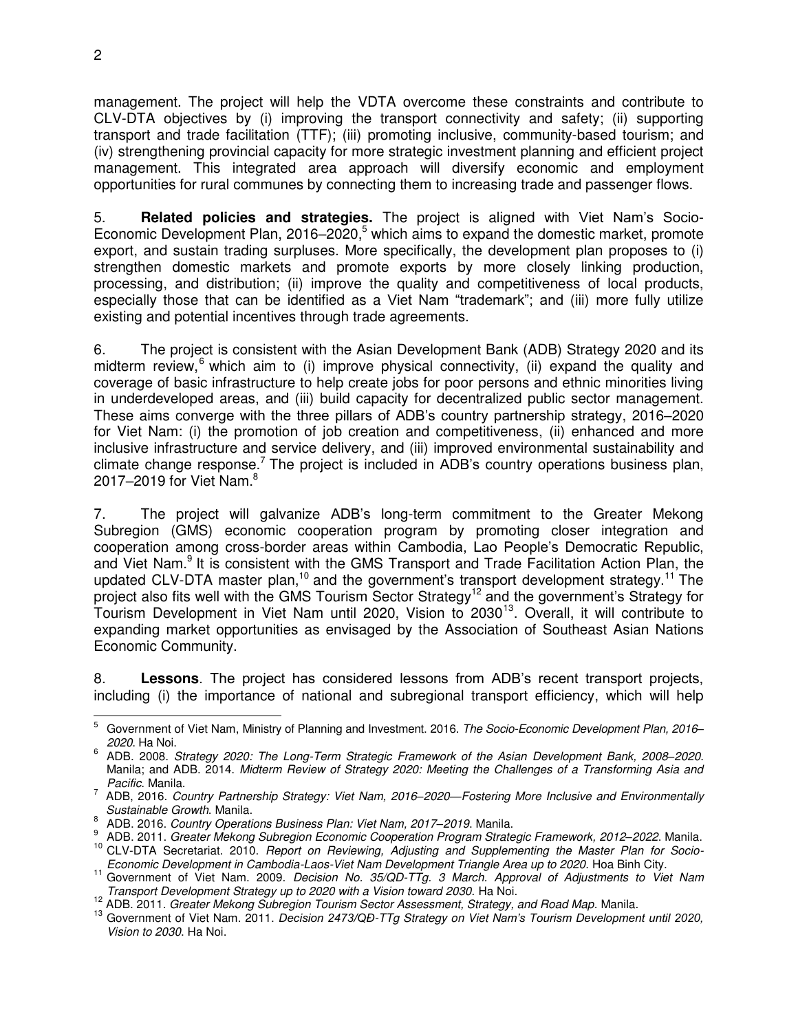management. The project will help the VDTA overcome these constraints and contribute to CLV-DTA objectives by (i) improving the transport connectivity and safety; (ii) supporting transport and trade facilitation (TTF); (iii) promoting inclusive, community-based tourism; and (iv) strengthening provincial capacity for more strategic investment planning and efficient project management. This integrated area approach will diversify economic and employment opportunities for rural communes by connecting them to increasing trade and passenger flows.

5. **Related policies and strategies.** The project is aligned with Viet Nam's Socio-Economic Development Plan, 2016–2020,[5] which aims to expand the domestic market, promote export, and sustain trading surpluses. More specifically, the development plan proposes to (i) strengthen domestic markets and promote exports by more closely linking production, processing, and distribution; (ii) improve the quality and competitiveness of local products, especially those that can be identified as a Viet Nam "trademark"; and (iii) more fully utilize existing and potential incentives through trade agreements.

6. The project is consistent with the Asian Development Bank (ADB) Strategy 2020 and its midterm review,[6] which aim to (i) improve physical connectivity, (ii) expand the quality and coverage of basic infrastructure to help create jobs for poor persons and ethnic minorities living in underdeveloped areas, and (iii) build capacity for decentralized public sector management. These aims converge with the three pillars of ADB's country partnership strategy, 2016–2020 for Viet Nam: (i) the promotion of job creation and competitiveness, (ii) enhanced and more inclusive infrastructure and service delivery, and (iii) improved environmental sustainability and climate change response.[7] The project is included in ADB's country operations business plan, 2017–2019 for Viet Nam.[8]

7. The project will galvanize ADB's long-term commitment to the Greater Mekong Subregion (GMS) economic cooperation program by promoting closer integration and cooperation among cross-border areas within Cambodia, Lao People's Democratic Republic, and Viet Nam.[9] It is consistent with the GMS Transport and Trade Facilitation Action Plan, the updated CLV-DTA master plan,[10] and the government's transport development strategy.[11] The project also fits well with the GMS Tourism Sector Strategy[12] and the government's Strategy for Tourism Development in Viet Nam until 2020, Vision to 2030[13]. Overall, it will contribute to expanding market opportunities as envisaged by the Association of Southeast Asian Nations Economic Community.

8. **Lessons**. The project has considered lessons from ADB's recent transport projects, including (i) the importance of national and subregional transport efficiency, which will help

---

[5] Government of Viet Nam, Ministry of Planning and Investment. 2016. *The Socio-Economic Development Plan, 2016–2020*. Ha Noi.

[6] ADB. 2008. *Strategy 2020: The Long-Term Strategic Framework of the Asian Development Bank, 2008–2020*. Manila; and ADB. 2014. *Midterm Review of Strategy 2020: Meeting the Challenges of a Transforming Asia and Pacific*. Manila.

[7] ADB, 2016. *Country Partnership Strategy: Viet Nam, 2016–2020—Fostering More Inclusive and Environmentally Sustainable Growth*. Manila.

[8] ADB. 2016. *Country Operations Business Plan: Viet Nam, 2017–2019*. Manila.

[9] ADB. 2011. *Greater Mekong Subregion Economic Cooperation Program Strategic Framework, 2012–2022*. Manila.

[10] CLV-DTA Secretariat. 2010. *Report on Reviewing, Adjusting and Supplementing the Master Plan for Socio-Economic Development in Cambodia-Laos-Viet Nam Development Triangle Area up to 2020*. Hoa Binh City.

[11] Government of Viet Nam. 2009. *Decision No. 35/QD-TTg. 3 March. Approval of Adjustments to Viet Nam Transport Development Strategy up to 2020 with a Vision toward 2030.* Ha Noi.

[12] ADB. 2011. *Greater Mekong Subregion Tourism Sector Assessment, Strategy, and Road Map*. Manila.

[13] Government of Viet Nam. 2011. *Decision 2473/QĐ-TTg Strategy on Viet Nam's Tourism Development until 2020, Vision to 2030*. Ha Noi.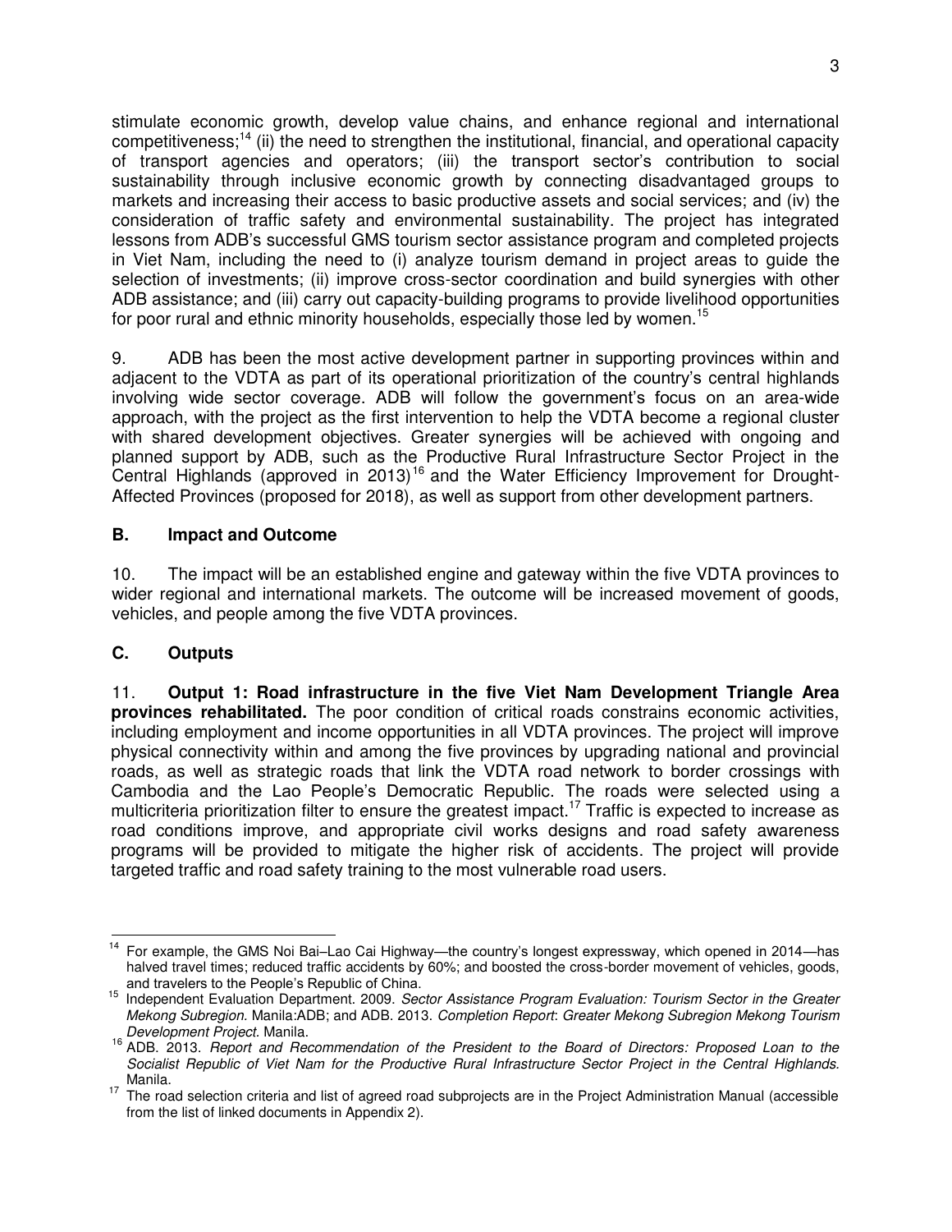stimulate economic growth, develop value chains, and enhance regional and international competitiveness;[14] (ii) the need to strengthen the institutional, financial, and operational capacity of transport agencies and operators; (iii) the transport sector's contribution to social sustainability through inclusive economic growth by connecting disadvantaged groups to markets and increasing their access to basic productive assets and social services; and (iv) the consideration of traffic safety and environmental sustainability. The project has integrated lessons from ADB's successful GMS tourism sector assistance program and completed projects in Viet Nam, including the need to (i) analyze tourism demand in project areas to guide the selection of investments; (ii) improve cross-sector coordination and build synergies with other ADB assistance; and (iii) carry out capacity-building programs to provide livelihood opportunities for poor rural and ethnic minority households, especially those led by women.[15]

9. ADB has been the most active development partner in supporting provinces within and adjacent to the VDTA as part of its operational prioritization of the country's central highlands involving wide sector coverage. ADB will follow the government's focus on an area-wide approach, with the project as the first intervention to help the VDTA become a regional cluster with shared development objectives. Greater synergies will be achieved with ongoing and planned support by ADB, such as the Productive Rural Infrastructure Sector Project in the Central Highlands (approved in 2013)[16] and the Water Efficiency Improvement for Drought-Affected Provinces (proposed for 2018), as well as support from other development partners.

### B. Impact and Outcome

10. The impact will be an established engine and gateway within the five VDTA provinces to wider regional and international markets. The outcome will be increased movement of goods, vehicles, and people among the five VDTA provinces.

### C. Outputs

11. **Output 1: Road infrastructure in the five Viet Nam Development Triangle Area provinces rehabilitated.** The poor condition of critical roads constrains economic activities, including employment and income opportunities in all VDTA provinces. The project will improve physical connectivity within and among the five provinces by upgrading national and provincial roads, as well as strategic roads that link the VDTA road network to border crossings with Cambodia and the Lao People's Democratic Republic. The roads were selected using a multicriteria prioritization filter to ensure the greatest impact.[17] Traffic is expected to increase as road conditions improve, and appropriate civil works designs and road safety awareness programs will be provided to mitigate the higher risk of accidents. The project will provide targeted traffic and road safety training to the most vulnerable road users.

---

[14] For example, the GMS Noi Bai–Lao Cai Highway—the country's longest expressway, which opened in 2014—has halved travel times; reduced traffic accidents by 60%; and boosted the cross-border movement of vehicles, goods, and travelers to the People's Republic of China.

[15] Independent Evaluation Department. 2009. *Sector Assistance Program Evaluation: Tourism Sector in the Greater Mekong Subregion.* Manila:ADB; and ADB. 2013. *Completion Report*: *Greater Mekong Subregion Mekong Tourism Development Project*. Manila.

[16] ADB. 2013. *Report and Recommendation of the President to the Board of Directors: Proposed Loan to the Socialist Republic of Viet Nam for the Productive Rural Infrastructure Sector Project in the Central Highlands.* Manila.

[17] The road selection criteria and list of agreed road subprojects are in the Project Administration Manual (accessible from the list of linked documents in Appendix 2).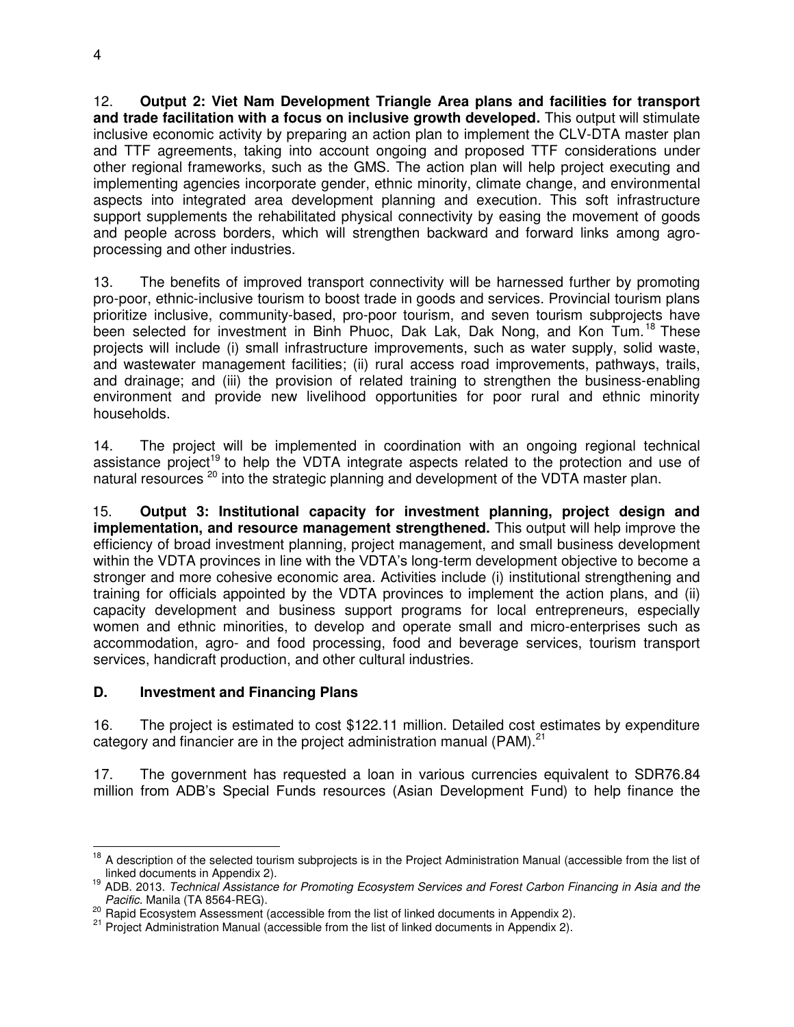12. **Output 2: Viet Nam Development Triangle Area plans and facilities for transport and trade facilitation with a focus on inclusive growth developed.** This output will stimulate inclusive economic activity by preparing an action plan to implement the CLV-DTA master plan and TTF agreements, taking into account ongoing and proposed TTF considerations under other regional frameworks, such as the GMS. The action plan will help project executing and implementing agencies incorporate gender, ethnic minority, climate change, and environmental aspects into integrated area development planning and execution. This soft infrastructure support supplements the rehabilitated physical connectivity by easing the movement of goods and people across borders, which will strengthen backward and forward links among agro-processing and other industries.

13. The benefits of improved transport connectivity will be harnessed further by promoting pro-poor, ethnic-inclusive tourism to boost trade in goods and services. Provincial tourism plans prioritize inclusive, community-based, pro-poor tourism, and seven tourism subprojects have been selected for investment in Binh Phuoc, Dak Lak, Dak Nong, and Kon Tum.[18] These projects will include (i) small infrastructure improvements, such as water supply, solid waste, and wastewater management facilities; (ii) rural access road improvements, pathways, trails, and drainage; and (iii) the provision of related training to strengthen the business-enabling environment and provide new livelihood opportunities for poor rural and ethnic minority households.

14. The project will be implemented in coordination with an ongoing regional technical assistance project[19] to help the VDTA integrate aspects related to the protection and use of natural resources [20] into the strategic planning and development of the VDTA master plan.

15. **Output 3: Institutional capacity for investment planning, project design and implementation, and resource management strengthened.** This output will help improve the efficiency of broad investment planning, project management, and small business development within the VDTA provinces in line with the VDTA's long-term development objective to become a stronger and more cohesive economic area. Activities include (i) institutional strengthening and training for officials appointed by the VDTA provinces to implement the action plans, and (ii) capacity development and business support programs for local entrepreneurs, especially women and ethnic minorities, to develop and operate small and micro-enterprises such as accommodation, agro- and food processing, food and beverage services, tourism transport services, handicraft production, and other cultural industries.

## D. Investment and Financing Plans

16. The project is estimated to cost $122.11 million. Detailed cost estimates by expenditure category and financier are in the project administration manual (PAM).[21]

17. The government has requested a loan in various currencies equivalent to SDR76.84 million from ADB's Special Funds resources (Asian Development Fund) to help finance the

---

[18] A description of the selected tourism subprojects is in the Project Administration Manual (accessible from the list of linked documents in Appendix 2).

[19] ADB. 2013. *Technical Assistance for Promoting Ecosystem Services and Forest Carbon Financing in Asia and the Pacific.* Manila (TA 8564-REG).

[20] Rapid Ecosystem Assessment (accessible from the list of linked documents in Appendix 2).

[21] Project Administration Manual (accessible from the list of linked documents in Appendix 2).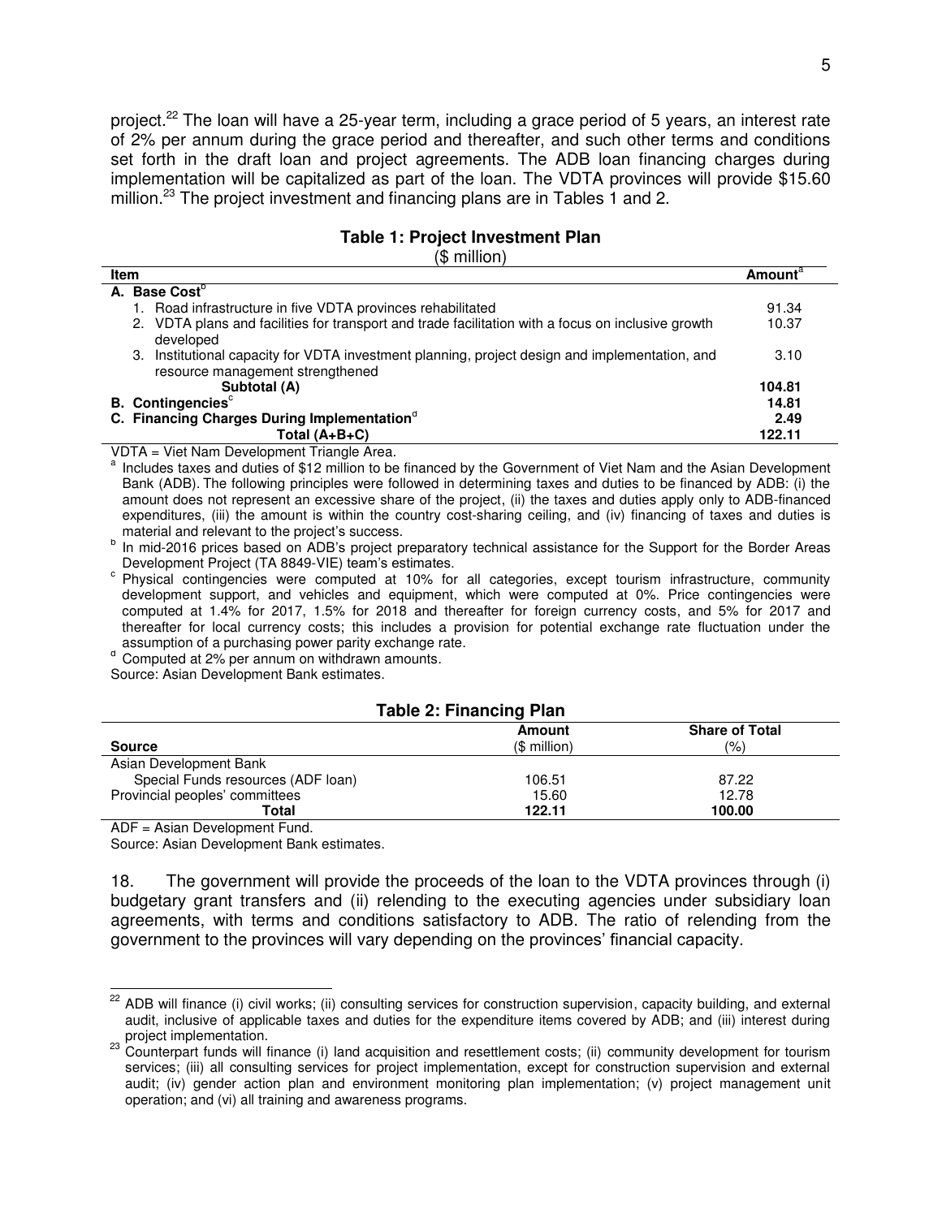project.[22] The loan will have a 25-year term, including a grace period of 5 years, an interest rate of 2% per annum during the grace period and thereafter, and such other terms and conditions set forth in the draft loan and project agreements. The ADB loan financing charges during implementation will be capitalized as part of the loan. The VDTA provinces will provide $15.60 million.[23] The project investment and financing plans are in Tables 1 and 2.

**Table 1: Project Investment Plan**
($ million)

| Item | Amount[a] |
|---|---|
| **A. Base Cost[b]** | |
| 1. Road infrastructure in five VDTA provinces rehabilitated | 91.34 |
| 2. VDTA plans and facilities for transport and trade facilitation with a focus on inclusive growth developed | 10.37 |
| 3. Institutional capacity for VDTA investment planning, project design and implementation, and resource management strengthened | 3.10 |
| **Subtotal (A)** | **104.81** |
| **B. Contingencies[c]** | **14.81** |
| **C. Financing Charges During Implementation[d]** | **2.49** |
| **Total (A+B+C)** | **122.11** |

VDTA = Viet Nam Development Triangle Area.

[a] Includes taxes and duties of $12 million to be financed by the Government of Viet Nam and the Asian Development Bank (ADB). The following principles were followed in determining taxes and duties to be financed by ADB: (i) the amount does not represent an excessive share of the project, (ii) the taxes and duties apply only to ADB-financed expenditures, (iii) the amount is within the country cost-sharing ceiling, and (iv) financing of taxes and duties is material and relevant to the project's success.

[b] In mid-2016 prices based on ADB's project preparatory technical assistance for the Support for the Border Areas Development Project (TA 8849-VIE) team's estimates.

[c] Physical contingencies were computed at 10% for all categories, except tourism infrastructure, community development support, and vehicles and equipment, which were computed at 0%. Price contingencies were computed at 1.4% for 2017, 1.5% for 2018 and thereafter for foreign currency costs, and 5% for 2017 and thereafter for local currency costs; this includes a provision for potential exchange rate fluctuation under the assumption of a purchasing power parity exchange rate.

[d] Computed at 2% per annum on withdrawn amounts.

Source: Asian Development Bank estimates.

**Table 2: Financing Plan**

| Source | Amount ($ million) | Share of Total (%) |
|---|---|---|
| Asian Development Bank | | |
| Special Funds resources (ADF loan) | 106.51 | 87.22 |
| Provincial peoples' committees | 15.60 | 12.78 |
| **Total** | **122.11** | **100.00** |

ADF = Asian Development Fund.

Source: Asian Development Bank estimates.

18. The government will provide the proceeds of the loan to the VDTA provinces through (i) budgetary grant transfers and (ii) relending to the executing agencies under subsidiary loan agreements, with terms and conditions satisfactory to ADB. The ratio of relending from the government to the provinces will vary depending on the provinces' financial capacity.

---

[22] ADB will finance (i) civil works; (ii) consulting services for construction supervision, capacity building, and external audit, inclusive of applicable taxes and duties for the expenditure items covered by ADB; and (iii) interest during project implementation.

[23] Counterpart funds will finance (i) land acquisition and resettlement costs; (ii) community development for tourism services; (iii) all consulting services for project implementation, except for construction supervision and external audit; (iv) gender action plan and environment monitoring plan implementation; (v) project management unit operation; and (vi) all training and awareness programs.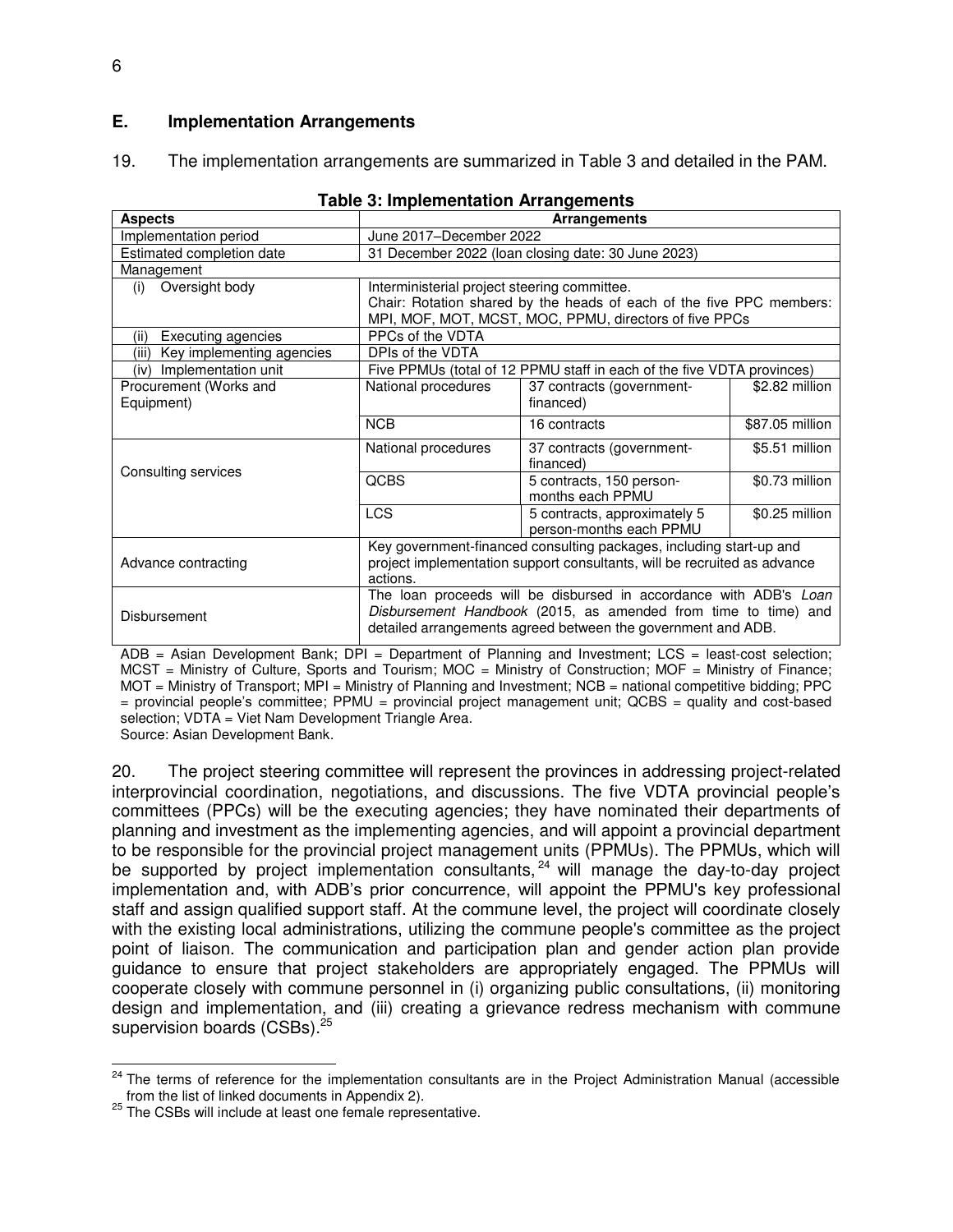### E. Implementation Arrangements

19. The implementation arrangements are summarized in Table 3 and detailed in the PAM.

**Table 3: Implementation Arrangements**

| Aspects | Arrangements | | |
|---|---|---|---|
| Implementation period | June 2017–December 2022 | | |
| Estimated completion date | 31 December 2022 (loan closing date: 30 June 2023) | | |
| Management | | | |
| (i) Oversight body | Interministerial project steering committee. Chair: Rotation shared by the heads of each of the five PPC members: MPI, MOF, MOT, MCST, MOC, PPMU, directors of five PPCs | | |
| (ii) Executing agencies | PPCs of the VDTA | | |
| (iii) Key implementing agencies | DPIs of the VDTA | | |
| (iv) Implementation unit | Five PPMUs (total of 12 PPMU staff in each of the five VDTA provinces) | | |
| Procurement (Works and Equipment) | National procedures | 37 contracts (government-financed) | \$2.82 million |
| | NCB | 16 contracts | \$87.05 million |
| Consulting services | National procedures | 37 contracts (government-financed) | \$5.51 million |
| | QCBS | 5 contracts, 150 person-months each PPMU | \$0.73 million |
| | LCS | 5 contracts, approximately 5 person-months each PPMU | \$0.25 million |
| Advance contracting | Key government-financed consulting packages, including start-up and project implementation support consultants, will be recruited as advance actions. | | |
| Disbursement | The loan proceeds will be disbursed in accordance with ADB's *Loan Disbursement Handbook* (2015, as amended from time to time) and detailed arrangements agreed between the government and ADB. | | |

ADB = Asian Development Bank; DPI = Department of Planning and Investment; LCS = least-cost selection; MCST = Ministry of Culture, Sports and Tourism; MOC = Ministry of Construction; MOF = Ministry of Finance; MOT = Ministry of Transport; MPI = Ministry of Planning and Investment; NCB = national competitive bidding; PPC = provincial people's committee; PPMU = provincial project management unit; QCBS = quality and cost-based selection; VDTA = Viet Nam Development Triangle Area.
Source: Asian Development Bank.

20. The project steering committee will represent the provinces in addressing project-related interprovincial coordination, negotiations, and discussions. The five VDTA provincial people's committees (PPCs) will be the executing agencies; they have nominated their departments of planning and investment as the implementing agencies, and will appoint a provincial department to be responsible for the provincial project management units (PPMUs). The PPMUs, which will be supported by project implementation consultants,[24] will manage the day-to-day project implementation and, with ADB's prior concurrence, will appoint the PPMU's key professional staff and assign qualified support staff. At the commune level, the project will coordinate closely with the existing local administrations, utilizing the commune people's committee as the project point of liaison. The communication and participation plan and gender action plan provide guidance to ensure that project stakeholders are appropriately engaged. The PPMUs will cooperate closely with commune personnel in (i) organizing public consultations, (ii) monitoring design and implementation, and (iii) creating a grievance redress mechanism with commune supervision boards (CSBs).[25]

---

[24] The terms of reference for the implementation consultants are in the Project Administration Manual (accessible from the list of linked documents in Appendix 2).

[25] The CSBs will include at least one female representative.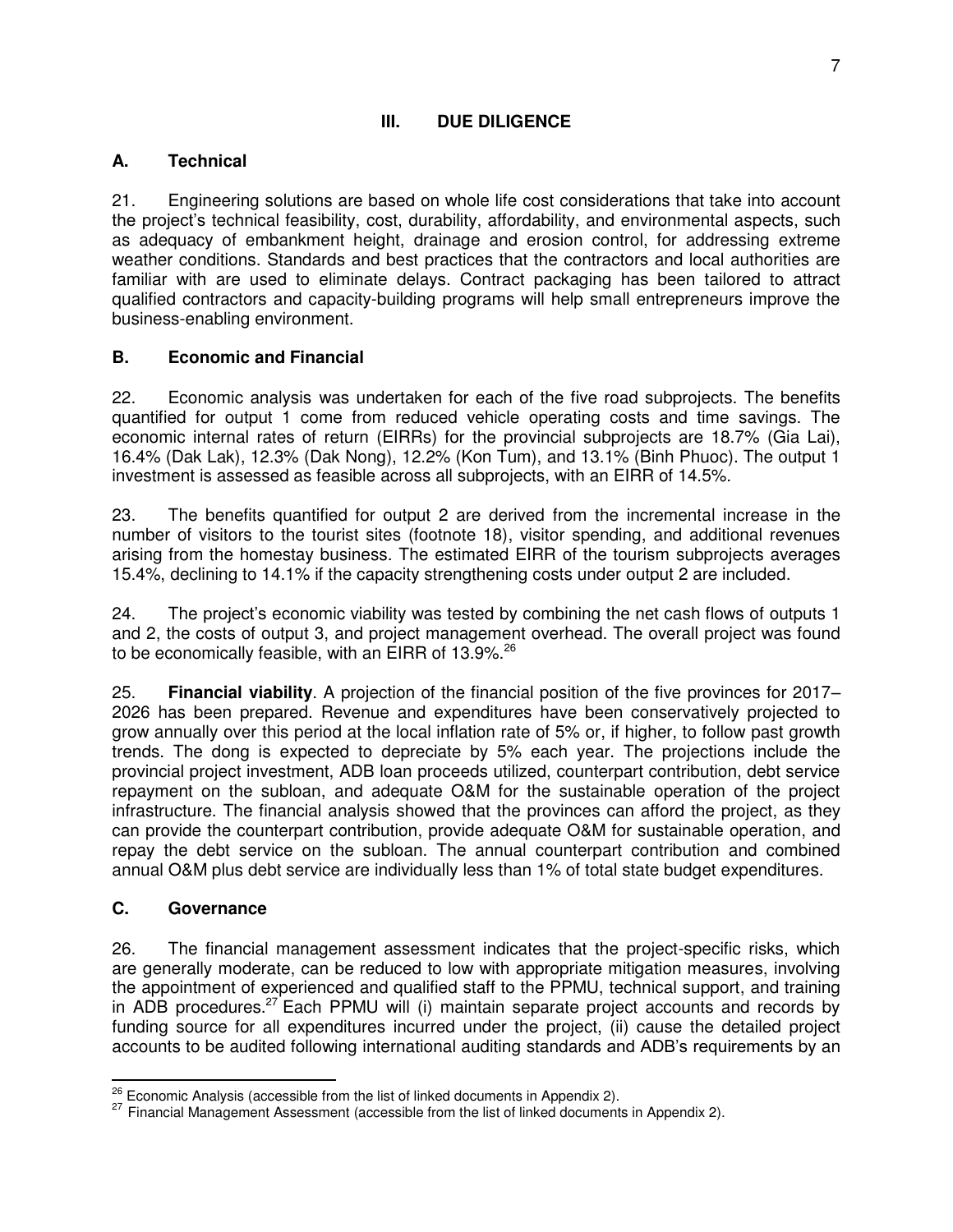## III. DUE DILIGENCE

### A. Technical

21. Engineering solutions are based on whole life cost considerations that take into account the project's technical feasibility, cost, durability, affordability, and environmental aspects, such as adequacy of embankment height, drainage and erosion control, for addressing extreme weather conditions. Standards and best practices that the contractors and local authorities are familiar with are used to eliminate delays. Contract packaging has been tailored to attract qualified contractors and capacity-building programs will help small entrepreneurs improve the business-enabling environment.

### B. Economic and Financial

22. Economic analysis was undertaken for each of the five road subprojects. The benefits quantified for output 1 come from reduced vehicle operating costs and time savings. The economic internal rates of return (EIRRs) for the provincial subprojects are 18.7% (Gia Lai), 16.4% (Dak Lak), 12.3% (Dak Nong), 12.2% (Kon Tum), and 13.1% (Binh Phuoc). The output 1 investment is assessed as feasible across all subprojects, with an EIRR of 14.5%.

23. The benefits quantified for output 2 are derived from the incremental increase in the number of visitors to the tourist sites (footnote 18), visitor spending, and additional revenues arising from the homestay business. The estimated EIRR of the tourism subprojects averages 15.4%, declining to 14.1% if the capacity strengthening costs under output 2 are included.

24. The project's economic viability was tested by combining the net cash flows of outputs 1 and 2, the costs of output 3, and project management overhead. The overall project was found to be economically feasible, with an EIRR of 13.9%.[26]

25. **Financial viability**. A projection of the financial position of the five provinces for 2017–2026 has been prepared. Revenue and expenditures have been conservatively projected to grow annually over this period at the local inflation rate of 5% or, if higher, to follow past growth trends. The dong is expected to depreciate by 5% each year. The projections include the provincial project investment, ADB loan proceeds utilized, counterpart contribution, debt service repayment on the subloan, and adequate O&M for the sustainable operation of the project infrastructure. The financial analysis showed that the provinces can afford the project, as they can provide the counterpart contribution, provide adequate O&M for sustainable operation, and repay the debt service on the subloan. The annual counterpart contribution and combined annual O&M plus debt service are individually less than 1% of total state budget expenditures.

### C. Governance

26. The financial management assessment indicates that the project-specific risks, which are generally moderate, can be reduced to low with appropriate mitigation measures, involving the appointment of experienced and qualified staff to the PPMU, technical support, and training in ADB procedures.[27] Each PPMU will (i) maintain separate project accounts and records by funding source for all expenditures incurred under the project, (ii) cause the detailed project accounts to be audited following international auditing standards and ADB's requirements by an

---

[26] Economic Analysis (accessible from the list of linked documents in Appendix 2).

[27] Financial Management Assessment (accessible from the list of linked documents in Appendix 2).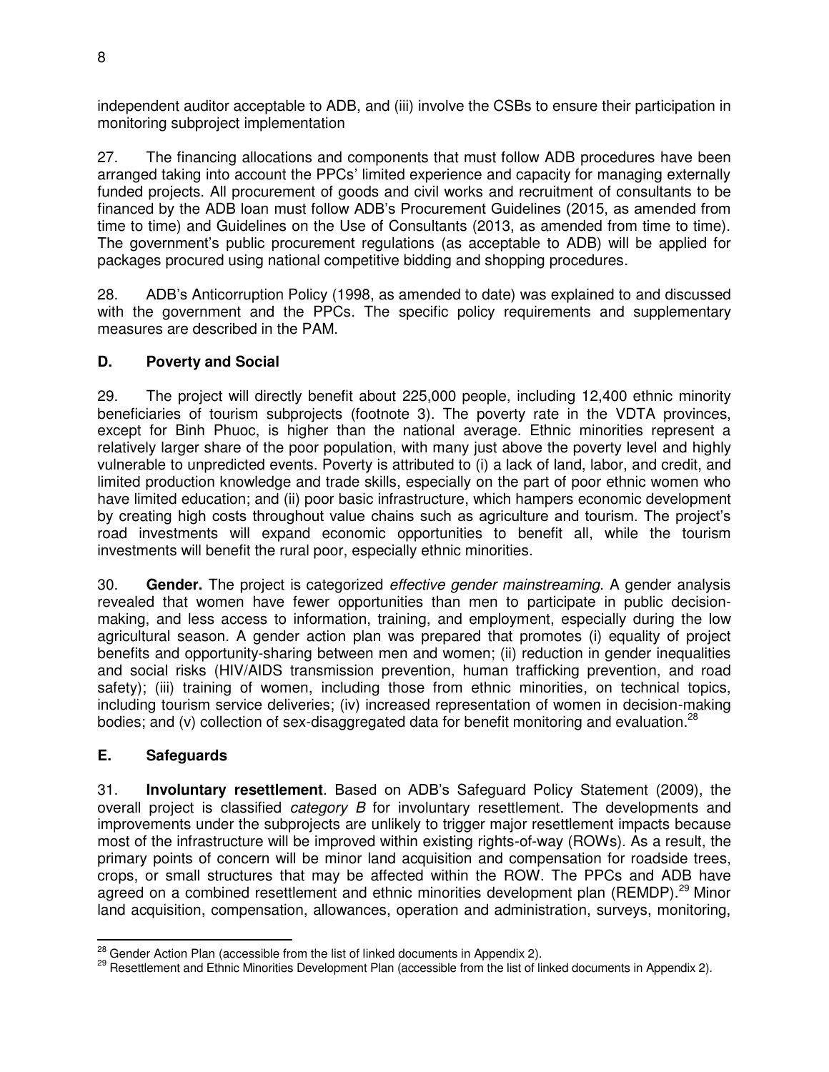independent auditor acceptable to ADB, and (iii) involve the CSBs to ensure their participation in monitoring subproject implementation

27. The financing allocations and components that must follow ADB procedures have been arranged taking into account the PPCs' limited experience and capacity for managing externally funded projects. All procurement of goods and civil works and recruitment of consultants to be financed by the ADB loan must follow ADB's Procurement Guidelines (2015, as amended from time to time) and Guidelines on the Use of Consultants (2013, as amended from time to time). The government's public procurement regulations (as acceptable to ADB) will be applied for packages procured using national competitive bidding and shopping procedures.

28. ADB's Anticorruption Policy (1998, as amended to date) was explained to and discussed with the government and the PPCs. The specific policy requirements and supplementary measures are described in the PAM.

## D. Poverty and Social

29. The project will directly benefit about 225,000 people, including 12,400 ethnic minority beneficiaries of tourism subprojects (footnote 3). The poverty rate in the VDTA provinces, except for Binh Phuoc, is higher than the national average. Ethnic minorities represent a relatively larger share of the poor population, with many just above the poverty level and highly vulnerable to unpredicted events. Poverty is attributed to (i) a lack of land, labor, and credit, and limited production knowledge and trade skills, especially on the part of poor ethnic women who have limited education; and (ii) poor basic infrastructure, which hampers economic development by creating high costs throughout value chains such as agriculture and tourism. The project's road investments will expand economic opportunities to benefit all, while the tourism investments will benefit the rural poor, especially ethnic minorities.

30. **Gender.** The project is categorized *effective gender mainstreaming*. A gender analysis revealed that women have fewer opportunities than men to participate in public decision-making, and less access to information, training, and employment, especially during the low agricultural season. A gender action plan was prepared that promotes (i) equality of project benefits and opportunity-sharing between men and women; (ii) reduction in gender inequalities and social risks (HIV/AIDS transmission prevention, human trafficking prevention, and road safety); (iii) training of women, including those from ethnic minorities, on technical topics, including tourism service deliveries; (iv) increased representation of women in decision-making bodies; and (v) collection of sex-disaggregated data for benefit monitoring and evaluation.[28]

## E. Safeguards

31. **Involuntary resettlement**. Based on ADB's Safeguard Policy Statement (2009), the overall project is classified *category B* for involuntary resettlement. The developments and improvements under the subprojects are unlikely to trigger major resettlement impacts because most of the infrastructure will be improved within existing rights-of-way (ROWs). As a result, the primary points of concern will be minor land acquisition and compensation for roadside trees, crops, or small structures that may be affected within the ROW. The PPCs and ADB have agreed on a combined resettlement and ethnic minorities development plan (REMDP).[29] Minor land acquisition, compensation, allowances, operation and administration, surveys, monitoring,

---

[28] Gender Action Plan (accessible from the list of linked documents in Appendix 2).

[29] Resettlement and Ethnic Minorities Development Plan (accessible from the list of linked documents in Appendix 2).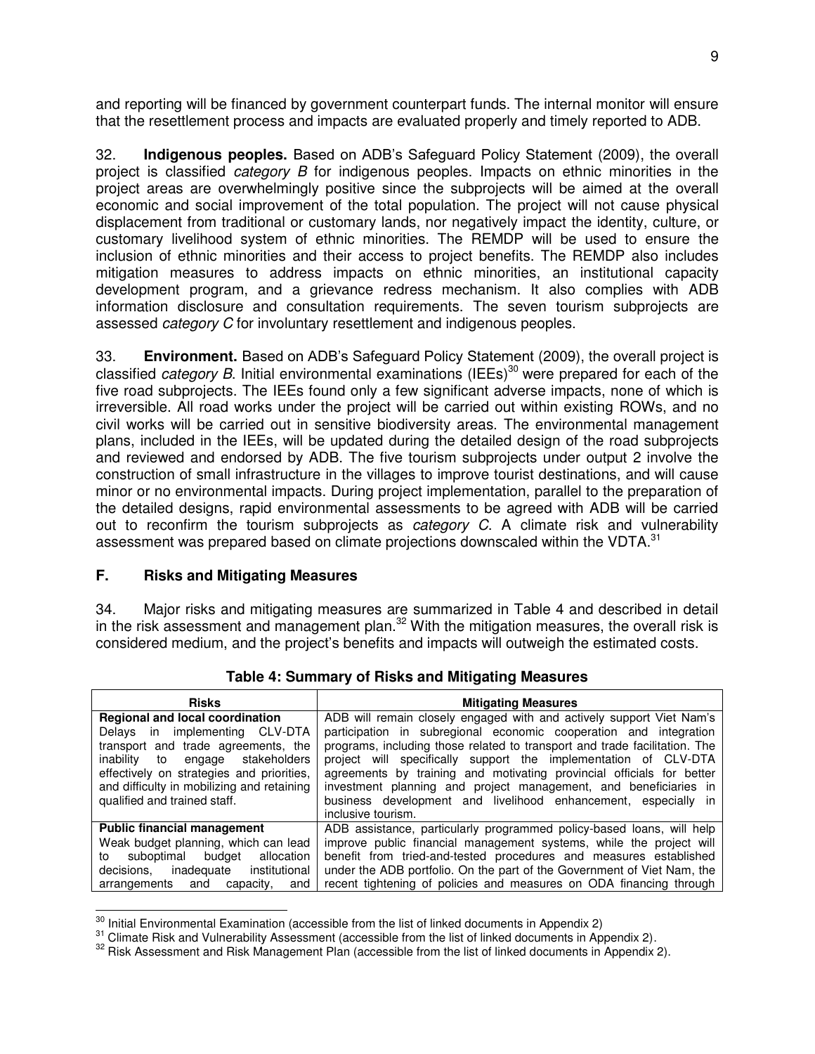and reporting will be financed by government counterpart funds. The internal monitor will ensure that the resettlement process and impacts are evaluated properly and timely reported to ADB.

32. **Indigenous peoples.** Based on ADB's Safeguard Policy Statement (2009), the overall project is classified *category B* for indigenous peoples. Impacts on ethnic minorities in the project areas are overwhelmingly positive since the subprojects will be aimed at the overall economic and social improvement of the total population. The project will not cause physical displacement from traditional or customary lands, nor negatively impact the identity, culture, or customary livelihood system of ethnic minorities. The REMDP will be used to ensure the inclusion of ethnic minorities and their access to project benefits. The REMDP also includes mitigation measures to address impacts on ethnic minorities, an institutional capacity development program, and a grievance redress mechanism. It also complies with ADB information disclosure and consultation requirements. The seven tourism subprojects are assessed *category C* for involuntary resettlement and indigenous peoples.

33. **Environment.** Based on ADB's Safeguard Policy Statement (2009), the overall project is classified *category B*. Initial environmental examinations (IEEs)[30] were prepared for each of the five road subprojects. The IEEs found only a few significant adverse impacts, none of which is irreversible. All road works under the project will be carried out within existing ROWs, and no civil works will be carried out in sensitive biodiversity areas. The environmental management plans, included in the IEEs, will be updated during the detailed design of the road subprojects and reviewed and endorsed by ADB. The five tourism subprojects under output 2 involve the construction of small infrastructure in the villages to improve tourist destinations, and will cause minor or no environmental impacts. During project implementation, parallel to the preparation of the detailed designs, rapid environmental assessments to be agreed with ADB will be carried out to reconfirm the tourism subprojects as *category C*. A climate risk and vulnerability assessment was prepared based on climate projections downscaled within the VDTA.[31]

## F. Risks and Mitigating Measures

34. Major risks and mitigating measures are summarized in Table 4 and described in detail in the risk assessment and management plan.[32] With the mitigation measures, the overall risk is considered medium, and the project's benefits and impacts will outweigh the estimated costs.

**Table 4: Summary of Risks and Mitigating Measures**

| Risks | Mitigating Measures |
|---|---|
| **Regional and local coordination** Delays in implementing CLV-DTA transport and trade agreements, the inability to engage stakeholders effectively on strategies and priorities, and difficulty in mobilizing and retaining qualified and trained staff. | ADB will remain closely engaged with and actively support Viet Nam's participation in subregional economic cooperation and integration programs, including those related to transport and trade facilitation. The project will specifically support the implementation of CLV-DTA agreements by training and motivating provincial officials for better investment planning and project management, and beneficiaries in business development and livelihood enhancement, especially in inclusive tourism. |
| **Public financial management** Weak budget planning, which can lead to suboptimal budget allocation decisions, inadequate institutional arrangements and capacity, and | ADB assistance, particularly programmed policy-based loans, will help improve public financial management systems, while the project will benefit from tried-and-tested procedures and measures established under the ADB portfolio. On the part of the Government of Viet Nam, the recent tightening of policies and measures on ODA financing through |

[30] Initial Environmental Examination (accessible from the list of linked documents in Appendix 2)

[31] Climate Risk and Vulnerability Assessment (accessible from the list of linked documents in Appendix 2).

[32] Risk Assessment and Risk Management Plan (accessible from the list of linked documents in Appendix 2).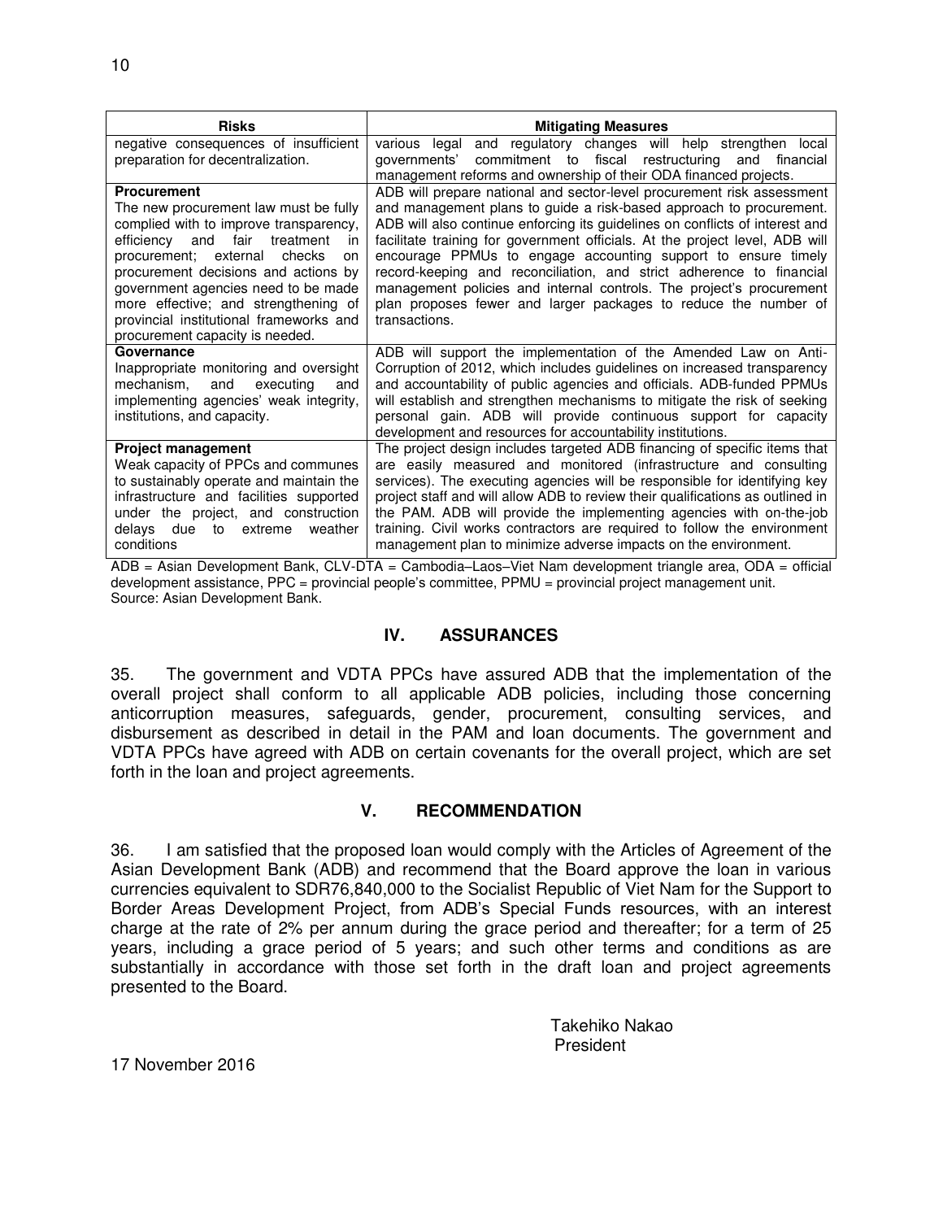| Risks | Mitigating Measures |
|---|---|
| negative consequences of insufficient preparation for decentralization. | various legal and regulatory changes will help strengthen local governments' commitment to fiscal restructuring and financial management reforms and ownership of their ODA financed projects. |
| **Procurement**<br>The new procurement law must be fully complied with to improve transparency, efficiency and fair treatment in procurement; external checks on procurement decisions and actions by government agencies need to be made more effective; and strengthening of provincial institutional frameworks and procurement capacity is needed. | ADB will prepare national and sector-level procurement risk assessment and management plans to guide a risk-based approach to procurement. ADB will also continue enforcing its guidelines on conflicts of interest and facilitate training for government officials. At the project level, ADB will encourage PPMUs to engage accounting support to ensure timely record-keeping and reconciliation, and strict adherence to financial management policies and internal controls. The project's procurement plan proposes fewer and larger packages to reduce the number of transactions. |
| **Governance**<br>Inappropriate monitoring and oversight mechanism, and executing and implementing agencies' weak integrity, institutions, and capacity. | ADB will support the implementation of the Amended Law on Anti-Corruption of 2012, which includes guidelines on increased transparency and accountability of public agencies and officials. ADB-funded PPMUs will establish and strengthen mechanisms to mitigate the risk of seeking personal gain. ADB will provide continuous support for capacity development and resources for accountability institutions. |
| **Project management**<br>Weak capacity of PPCs and communes to sustainably operate and maintain the infrastructure and facilities supported under the project, and construction delays due to extreme weather conditions | The project design includes targeted ADB financing of specific items that are easily measured and monitored (infrastructure and consulting services). The executing agencies will be responsible for identifying key project staff and will allow ADB to review their qualifications as outlined in the PAM. ADB will provide the implementing agencies with on-the-job training. Civil works contractors are required to follow the environment management plan to minimize adverse impacts on the environment. |

ADB = Asian Development Bank, CLV-DTA = Cambodia–Laos–Viet Nam development triangle area, ODA = official development assistance, PPC = provincial people's committee, PPMU = provincial project management unit.
Source: Asian Development Bank.

## IV. ASSURANCES

35. The government and VDTA PPCs have assured ADB that the implementation of the overall project shall conform to all applicable ADB policies, including those concerning anticorruption measures, safeguards, gender, procurement, consulting services, and disbursement as described in detail in the PAM and loan documents. The government and VDTA PPCs have agreed with ADB on certain covenants for the overall project, which are set forth in the loan and project agreements.

## V. RECOMMENDATION

36. I am satisfied that the proposed loan would comply with the Articles of Agreement of the Asian Development Bank (ADB) and recommend that the Board approve the loan in various currencies equivalent to SDR76,840,000 to the Socialist Republic of Viet Nam for the Support to Border Areas Development Project, from ADB's Special Funds resources, with an interest charge at the rate of 2% per annum during the grace period and thereafter; for a term of 25 years, including a grace period of 5 years; and such other terms and conditions as are substantially in accordance with those set forth in the draft loan and project agreements presented to the Board.

Takehiko Nakao
President

17 November 2016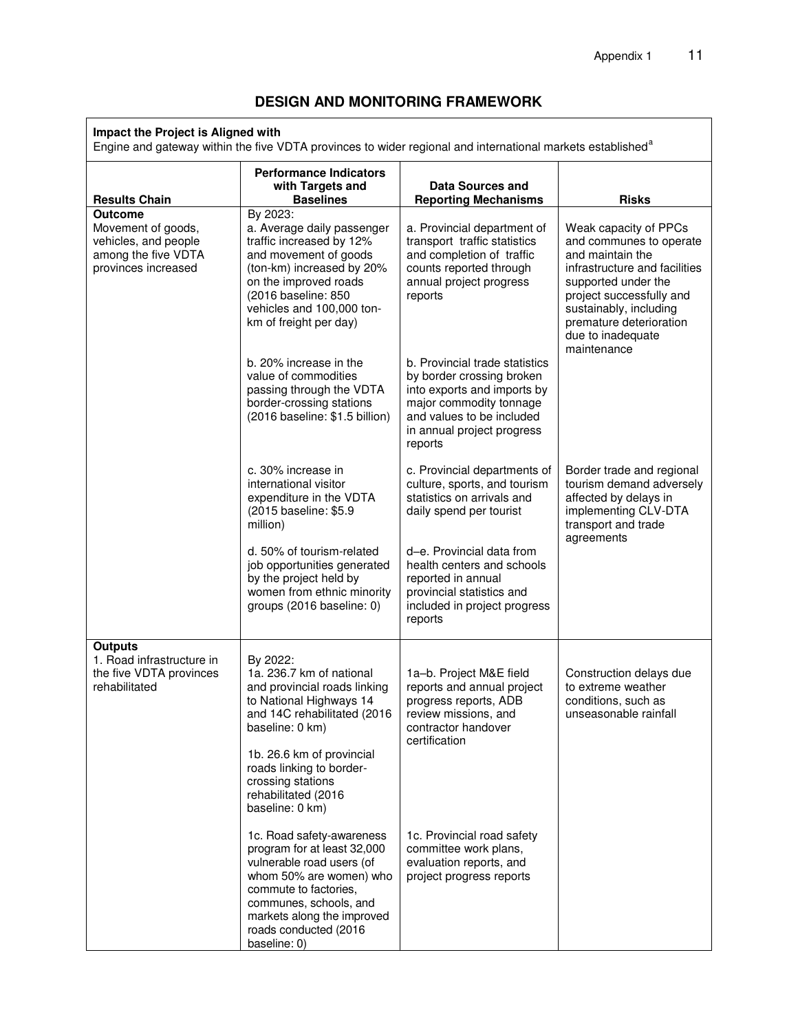## DESIGN AND MONITORING FRAMEWORK

**Impact the Project is Aligned with**

Engine and gateway within the five VDTA provinces to wider regional and international markets established[a]

| Results Chain | Performance Indicators with Targets and Baselines | Data Sources and Reporting Mechanisms | Risks |
|---|---|---|---|
| **Outcome**<br>Movement of goods, vehicles, and people among the five VDTA provinces increased | By 2023:<br>a. Average daily passenger traffic increased by 12% and movement of goods (ton-km) increased by 20% on the improved roads (2016 baseline: 850 vehicles and 100,000 ton-km of freight per day) | a. Provincial department of transport traffic statistics and completion of traffic counts reported through annual project progress reports | Weak capacity of PPCs and communes to operate and maintain the infrastructure and facilities supported under the project successfully and sustainably, including premature deterioration due to inadequate maintenance |
| | b. 20% increase in the value of commodities passing through the VDTA border-crossing stations (2016 baseline: $1.5 billion) | b. Provincial trade statistics by border crossing broken into exports and imports by major commodity tonnage and values to be included in annual project progress reports | |
| | c. 30% increase in international visitor expenditure in the VDTA (2015 baseline: $5.9 million) | c. Provincial departments of culture, sports, and tourism statistics on arrivals and daily spend per tourist | Border trade and regional tourism demand adversely affected by delays in implementing CLV-DTA transport and trade agreements |
| | d. 50% of tourism-related job opportunities generated by the project held by women from ethnic minority groups (2016 baseline: 0) | d–e. Provincial data from health centers and schools reported in annual provincial statistics and included in project progress reports | |
| **Outputs**<br>1. Road infrastructure in the five VDTA provinces rehabilitated | By 2022:<br>1a. 236.7 km of national and provincial roads linking to National Highways 14 and 14C rehabilitated (2016 baseline: 0 km) | 1a–b. Project M&E field reports and annual project progress reports, ADB review missions, and contractor handover certification | Construction delays due to extreme weather conditions, such as unseasonable rainfall |
| | 1b. 26.6 km of provincial roads linking to border-crossing stations rehabilitated (2016 baseline: 0 km) | | |
| | 1c. Road safety-awareness program for at least 32,000 vulnerable road users (of whom 50% are women) who commute to factories, communes, schools, and markets along the improved roads conducted (2016 baseline: 0) | 1c. Provincial road safety committee work plans, evaluation reports, and project progress reports | |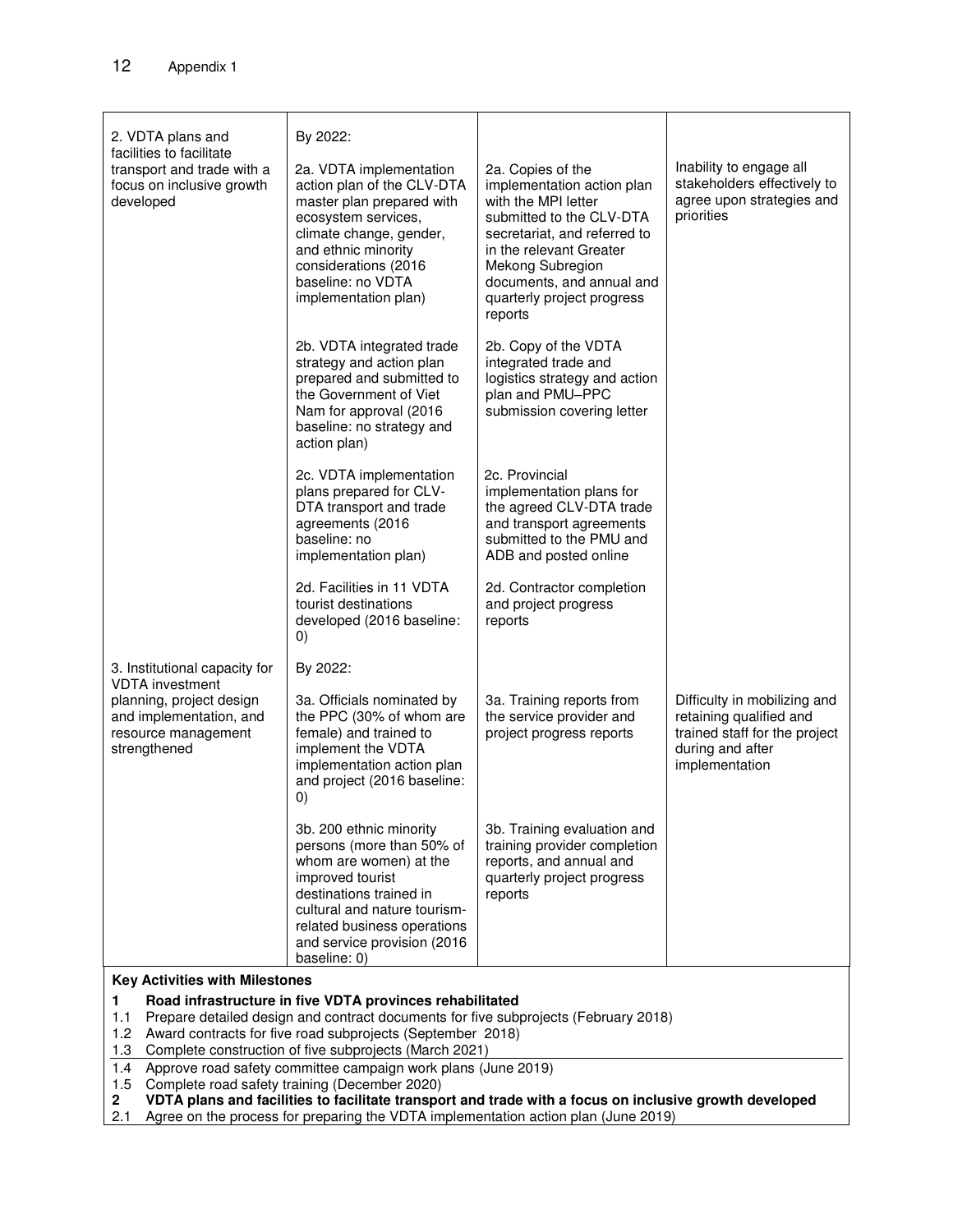| | | | |
|---|---|---|---|
| 2. VDTA plans and facilities to facilitate transport and trade with a focus on inclusive growth developed | By 2022:<br><br>2a. VDTA implementation action plan of the CLV-DTA master plan prepared with ecosystem services, climate change, gender, and ethnic minority considerations (2016 baseline: no VDTA implementation plan) | 2a. Copies of the implementation action plan with the MPI letter submitted to the CLV-DTA secretariat, and referred to in the relevant Greater Mekong Subregion documents, and annual and quarterly project progress reports | Inability to engage all stakeholders effectively to agree upon strategies and priorities |
| | 2b. VDTA integrated trade strategy and action plan prepared and submitted to the Government of Viet Nam for approval (2016 baseline: no strategy and action plan) | 2b. Copy of the VDTA integrated trade and logistics strategy and action plan and PMU–PPC submission covering letter | |
| | 2c. VDTA implementation plans prepared for CLV-DTA transport and trade agreements (2016 baseline: no implementation plan) | 2c. Provincial implementation plans for the agreed CLV-DTA trade and transport agreements submitted to the PMU and ADB and posted online | |
| | 2d. Facilities in 11 VDTA tourist destinations developed (2016 baseline: 0) | 2d. Contractor completion and project progress reports | |
| 3. Institutional capacity for VDTA investment planning, project design and implementation, and resource management strengthened | By 2022:<br><br>3a. Officials nominated by the PPC (30% of whom are female) and trained to implement the VDTA implementation action plan and project (2016 baseline: 0) | 3a. Training reports from the service provider and project progress reports | Difficulty in mobilizing and retaining qualified and trained staff for the project during and after implementation |
| | 3b. 200 ethnic minority persons (more than 50% of whom are women) at the improved tourist destinations trained in cultural and nature tourism-related business operations and service provision (2016 baseline: 0) | 3b. Training evaluation and training provider completion reports, and annual and quarterly project progress reports | |

**Key Activities with Milestones**

**1 Road infrastructure in five VDTA provinces rehabilitated**

1.1 Prepare detailed design and contract documents for five subprojects (February 2018)
1.2 Award contracts for five road subprojects (September 2018)
1.3 Complete construction of five subprojects (March 2021)
1.4 Approve road safety committee campaign work plans (June 2019)
1.5 Complete road safety training (December 2020)

**2 VDTA plans and facilities to facilitate transport and trade with a focus on inclusive growth developed**

2.1 Agree on the process for preparing the VDTA implementation action plan (June 2019)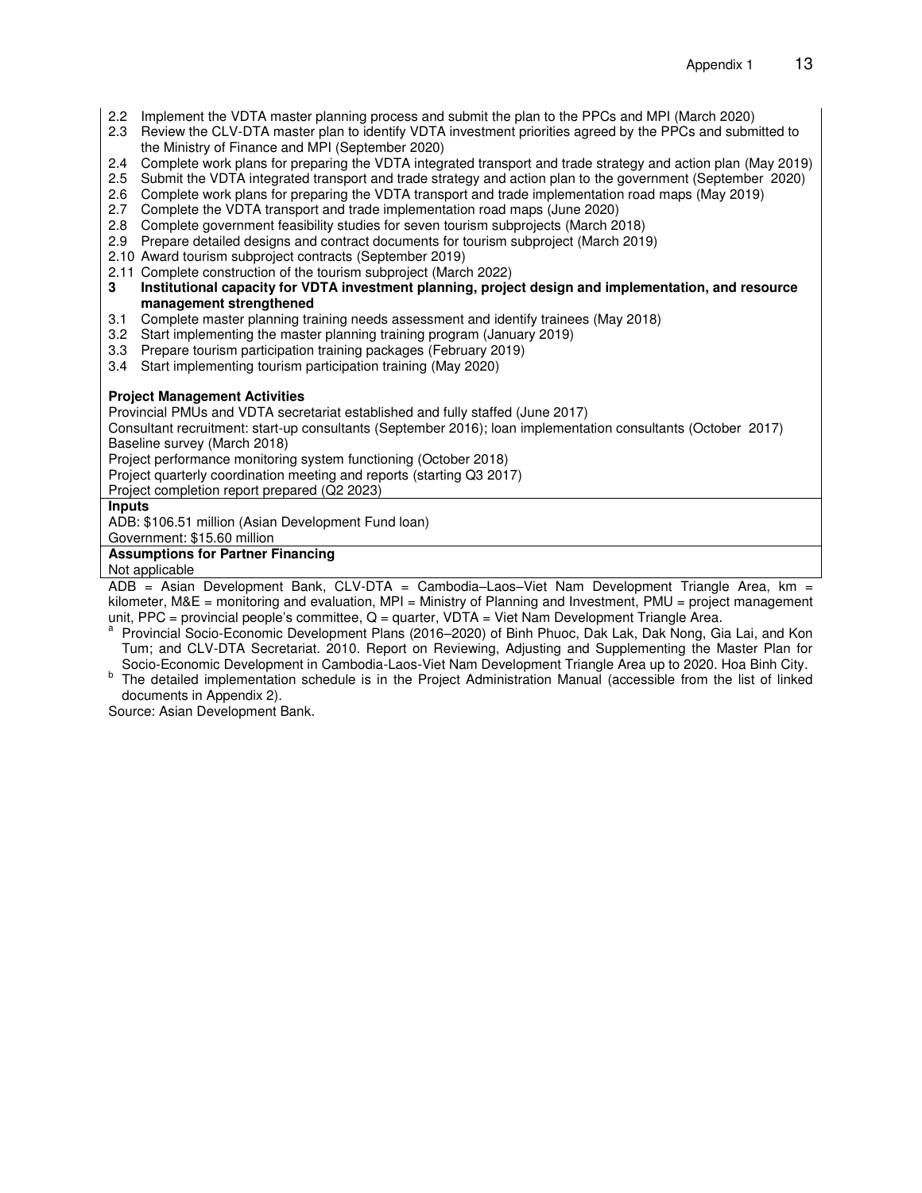2.2 Implement the VDTA master planning process and submit the plan to the PPCs and MPI (March 2020)
2.3 Review the CLV-DTA master plan to identify VDTA investment priorities agreed by the PPCs and submitted to the Ministry of Finance and MPI (September 2020)
2.4 Complete work plans for preparing the VDTA integrated transport and trade strategy and action plan (May 2019)
2.5 Submit the VDTA integrated transport and trade strategy and action plan to the government (September 2020)
2.6 Complete work plans for preparing the VDTA transport and trade implementation road maps (May 2019)
2.7 Complete the VDTA transport and trade implementation road maps (June 2020)
2.8 Complete government feasibility studies for seven tourism subprojects (March 2018)
2.9 Prepare detailed designs and contract documents for tourism subproject (March 2019)
2.10 Award tourism subproject contracts (September 2019)
2.11 Complete construction of the tourism subproject (March 2022)

**3 Institutional capacity for VDTA investment planning, project design and implementation, and resource management strengthened**

3.1 Complete master planning training needs assessment and identify trainees (May 2018)
3.2 Start implementing the master planning training program (January 2019)
3.3 Prepare tourism participation training packages (February 2019)
3.4 Start implementing tourism participation training (May 2020)

**Project Management Activities**

Provincial PMUs and VDTA secretariat established and fully staffed (June 2017)
Consultant recruitment: start-up consultants (September 2016); loan implementation consultants (October 2017)
Baseline survey (March 2018)
Project performance monitoring system functioning (October 2018)
Project quarterly coordination meeting and reports (starting Q3 2017)
Project completion report prepared (Q2 2023)

**Inputs**

ADB: $106.51 million (Asian Development Fund loan)
Government: $15.60 million

**Assumptions for Partner Financing**

Not applicable

ADB = Asian Development Bank, CLV-DTA = Cambodia–Laos–Viet Nam Development Triangle Area, km = kilometer, M&E = monitoring and evaluation, MPI = Ministry of Planning and Investment, PMU = project management unit, PPC = provincial people's committee, Q = quarter, VDTA = Viet Nam Development Triangle Area.

[a] Provincial Socio-Economic Development Plans (2016–2020) of Binh Phuoc, Dak Lak, Dak Nong, Gia Lai, and Kon Tum; and CLV-DTA Secretariat. 2010. Report on Reviewing, Adjusting and Supplementing the Master Plan for Socio-Economic Development in Cambodia-Laos-Viet Nam Development Triangle Area up to 2020. Hoa Binh City.

[b] The detailed implementation schedule is in the Project Administration Manual (accessible from the list of linked documents in Appendix 2).

Source: Asian Development Bank.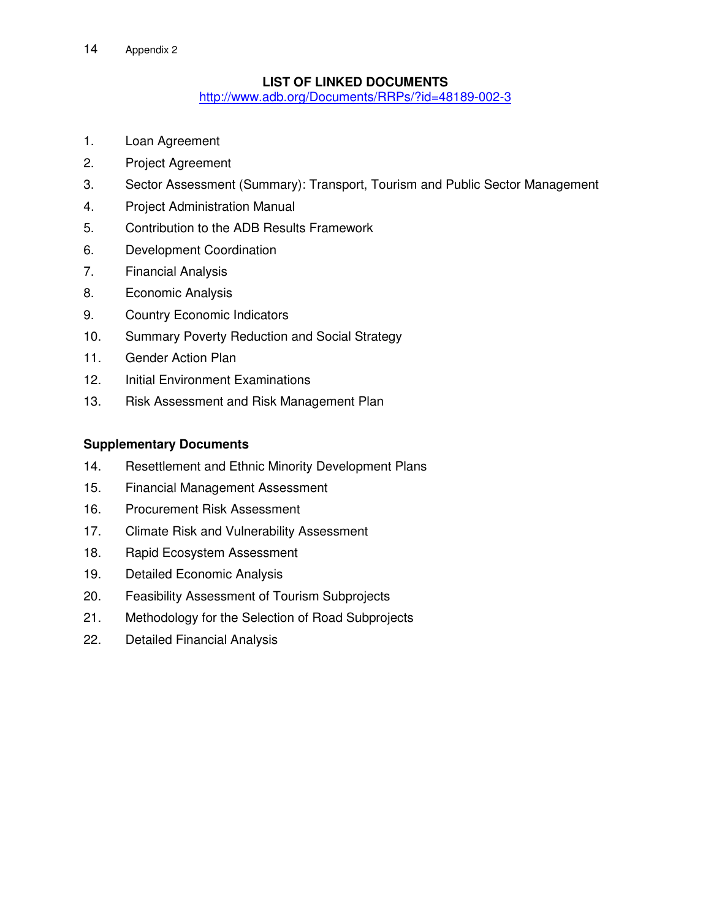**LIST OF LINKED DOCUMENTS**

http://www.adb.org/Documents/RRPs/?id=48189-002-3

1. Loan Agreement
2. Project Agreement
3. Sector Assessment (Summary): Transport, Tourism and Public Sector Management
4. Project Administration Manual
5. Contribution to the ADB Results Framework
6. Development Coordination
7. Financial Analysis
8. Economic Analysis
9. Country Economic Indicators
10. Summary Poverty Reduction and Social Strategy
11. Gender Action Plan
12. Initial Environment Examinations
13. Risk Assessment and Risk Management Plan

**Supplementary Documents**

14. Resettlement and Ethnic Minority Development Plans
15. Financial Management Assessment
16. Procurement Risk Assessment
17. Climate Risk and Vulnerability Assessment
18. Rapid Ecosystem Assessment
19. Detailed Economic Analysis
20. Feasibility Assessment of Tourism Subprojects
21. Methodology for the Selection of Road Subprojects
22. Detailed Financial Analysis